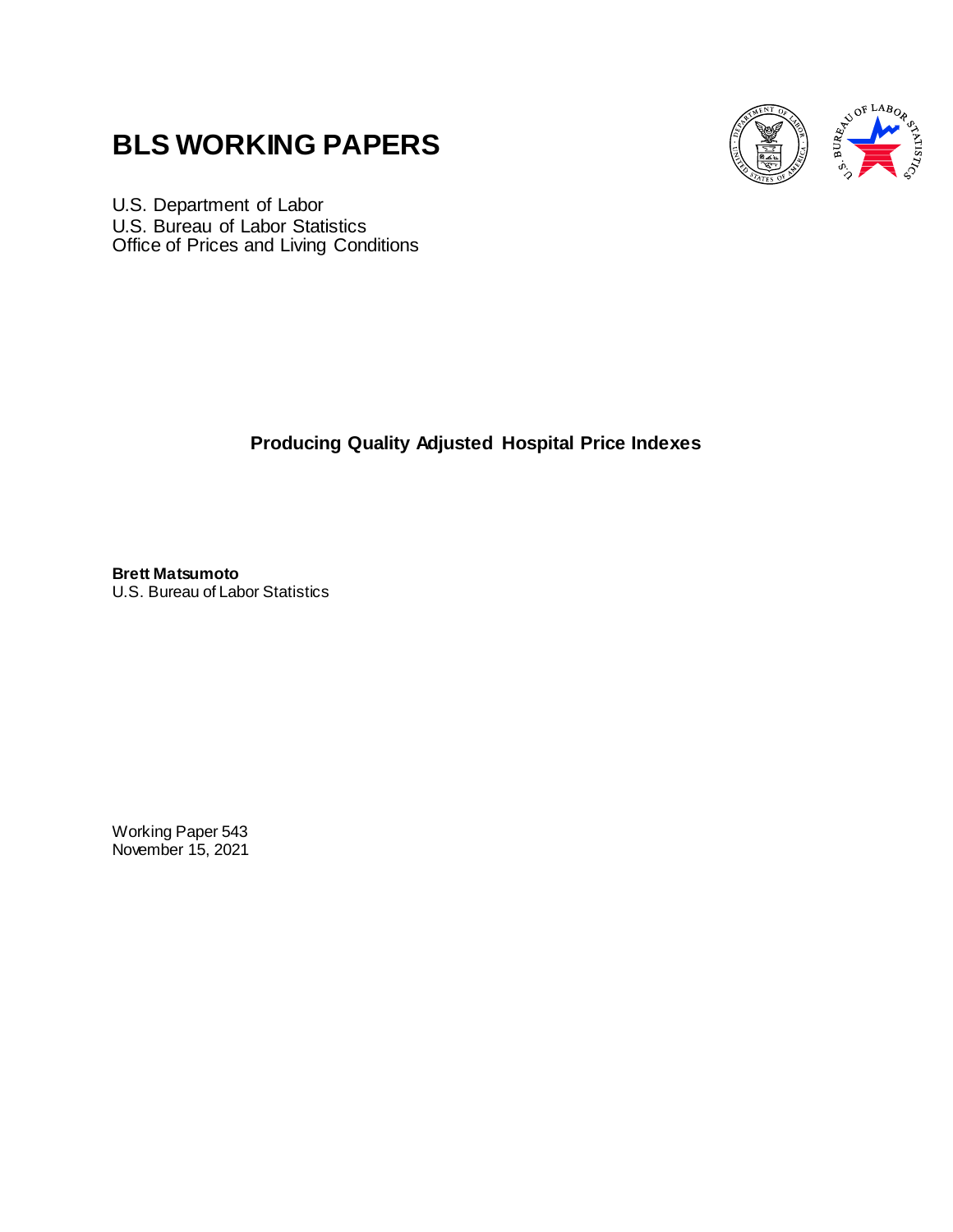# BLS WORKING PAPERS

U.S. Department of Labor
U.S. Bureau of Labor Statistics
Office of Prices and Living Conditions

**Producing Quality Adjusted Hospital Price Indexes**

**Brett Matsumoto**
U.S. Bureau of Labor Statistics

Working Paper 543
November 15, 2021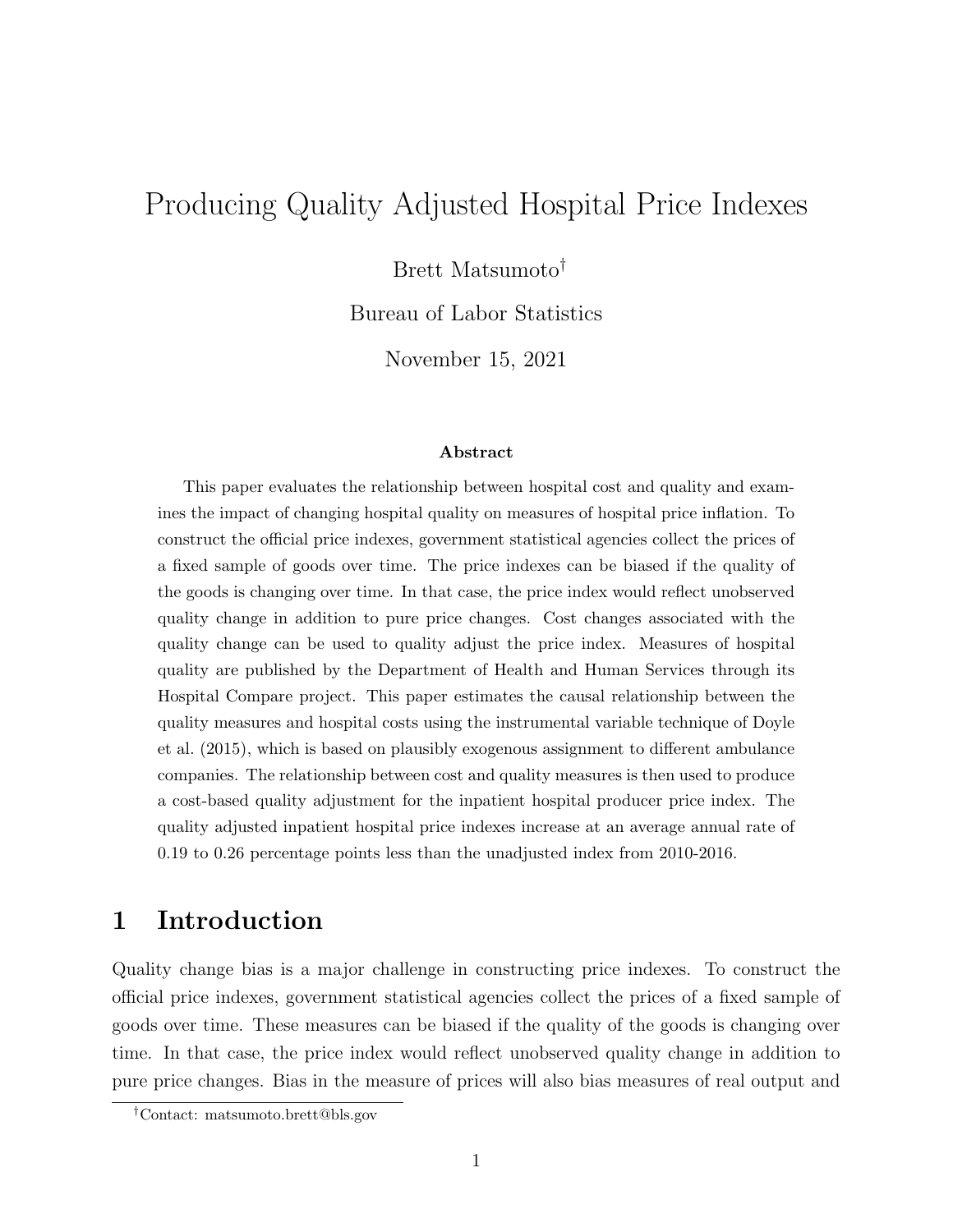# Producing Quality Adjusted Hospital Price Indexes

Brett Matsumoto[†]

Bureau of Labor Statistics

November 15, 2021

**Abstract**

This paper evaluates the relationship between hospital cost and quality and examines the impact of changing hospital quality on measures of hospital price inflation. To construct the official price indexes, government statistical agencies collect the prices of a fixed sample of goods over time. The price indexes can be biased if the quality of the goods is changing over time. In that case, the price index would reflect unobserved quality change in addition to pure price changes. Cost changes associated with the quality change can be used to quality adjust the price index. Measures of hospital quality are published by the Department of Health and Human Services through its Hospital Compare project. This paper estimates the causal relationship between the quality measures and hospital costs using the instrumental variable technique of Doyle et al. (2015), which is based on plausibly exogenous assignment to different ambulance companies. The relationship between cost and quality measures is then used to produce a cost-based quality adjustment for the inpatient hospital producer price index. The quality adjusted inpatient hospital price indexes increase at an average annual rate of 0.19 to 0.26 percentage points less than the unadjusted index from 2010-2016.

## 1 Introduction

Quality change bias is a major challenge in constructing price indexes. To construct the official price indexes, government statistical agencies collect the prices of a fixed sample of goods over time. These measures can be biased if the quality of the goods is changing over time. In that case, the price index would reflect unobserved quality change in addition to pure price changes. Bias in the measure of prices will also bias measures of real output and

[†]Contact: matsumoto.brett@bls.gov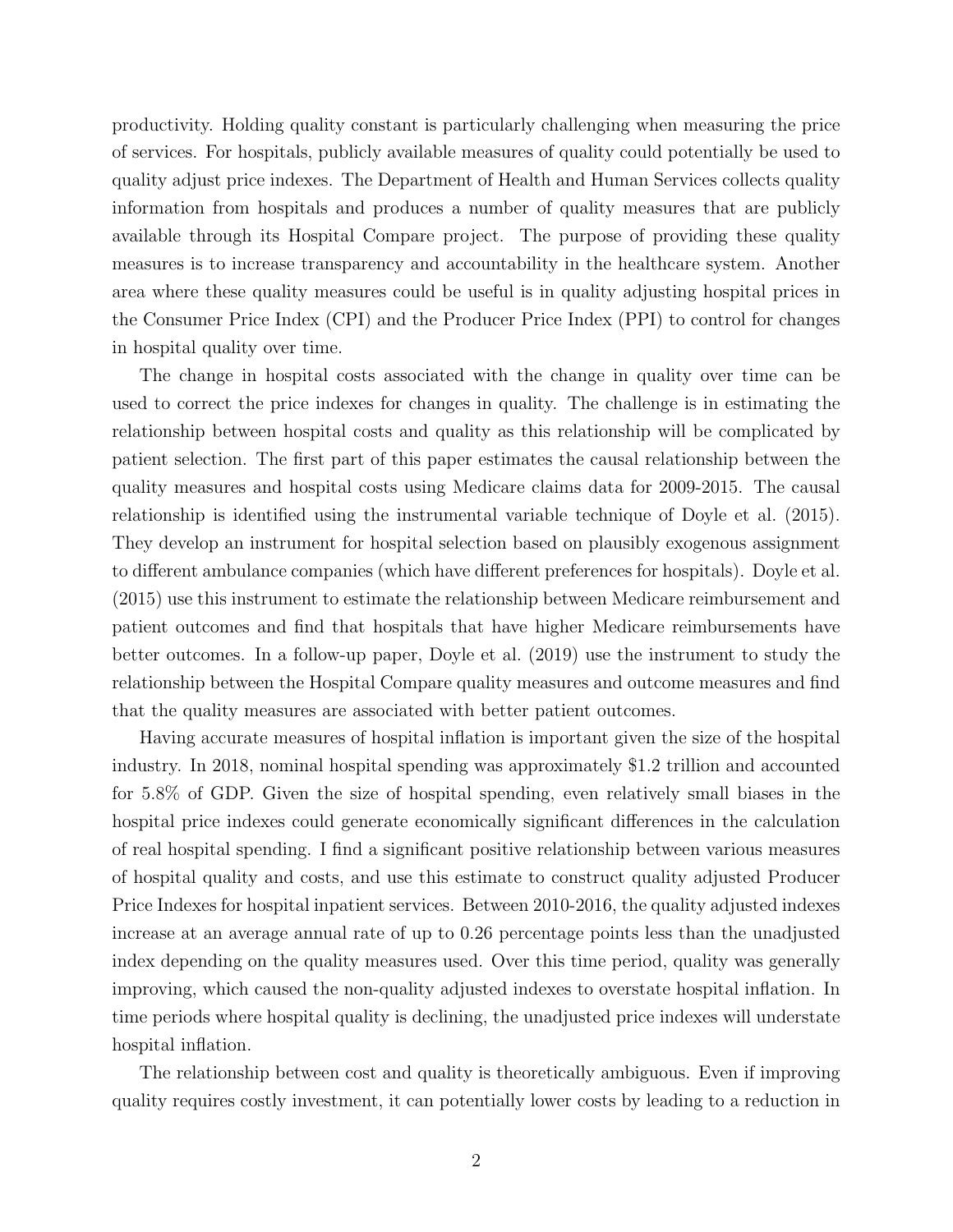productivity. Holding quality constant is particularly challenging when measuring the price of services. For hospitals, publicly available measures of quality could potentially be used to quality adjust price indexes. The Department of Health and Human Services collects quality information from hospitals and produces a number of quality measures that are publicly available through its Hospital Compare project. The purpose of providing these quality measures is to increase transparency and accountability in the healthcare system. Another area where these quality measures could be useful is in quality adjusting hospital prices in the Consumer Price Index (CPI) and the Producer Price Index (PPI) to control for changes in hospital quality over time.

The change in hospital costs associated with the change in quality over time can be used to correct the price indexes for changes in quality. The challenge is in estimating the relationship between hospital costs and quality as this relationship will be complicated by patient selection. The first part of this paper estimates the causal relationship between the quality measures and hospital costs using Medicare claims data for 2009-2015. The causal relationship is identified using the instrumental variable technique of Doyle et al. (2015). They develop an instrument for hospital selection based on plausibly exogenous assignment to different ambulance companies (which have different preferences for hospitals). Doyle et al. (2015) use this instrument to estimate the relationship between Medicare reimbursement and patient outcomes and find that hospitals that have higher Medicare reimbursements have better outcomes. In a follow-up paper, Doyle et al. (2019) use the instrument to study the relationship between the Hospital Compare quality measures and outcome measures and find that the quality measures are associated with better patient outcomes.

Having accurate measures of hospital inflation is important given the size of the hospital industry. In 2018, nominal hospital spending was approximately $1.2 trillion and accounted for 5.8% of GDP. Given the size of hospital spending, even relatively small biases in the hospital price indexes could generate economically significant differences in the calculation of real hospital spending. I find a significant positive relationship between various measures of hospital quality and costs, and use this estimate to construct quality adjusted Producer Price Indexes for hospital inpatient services. Between 2010-2016, the quality adjusted indexes increase at an average annual rate of up to 0.26 percentage points less than the unadjusted index depending on the quality measures used. Over this time period, quality was generally improving, which caused the non-quality adjusted indexes to overstate hospital inflation. In time periods where hospital quality is declining, the unadjusted price indexes will understate hospital inflation.

The relationship between cost and quality is theoretically ambiguous. Even if improving quality requires costly investment, it can potentially lower costs by leading to a reduction in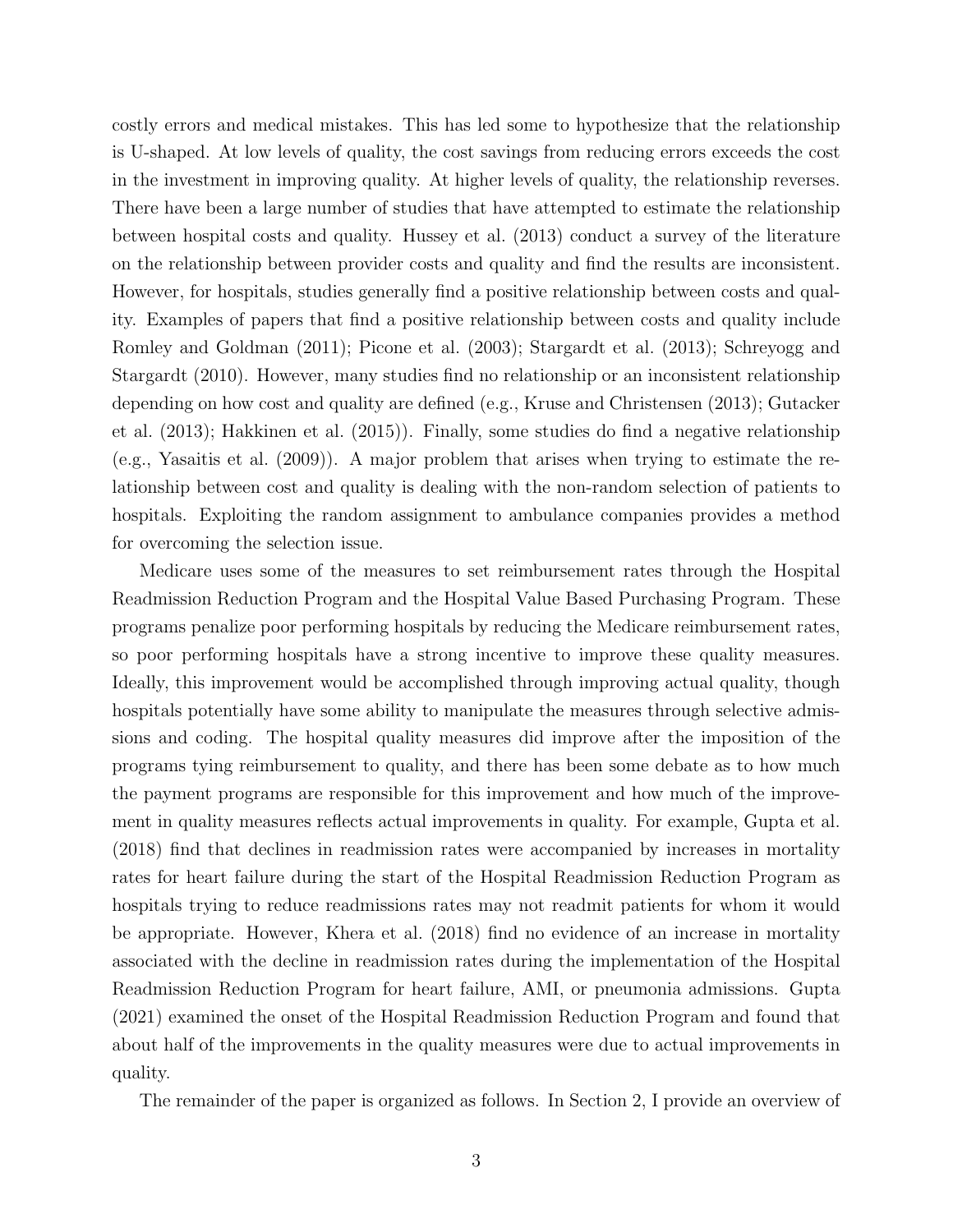costly errors and medical mistakes. This has led some to hypothesize that the relationship is U-shaped. At low levels of quality, the cost savings from reducing errors exceeds the cost in the investment in improving quality. At higher levels of quality, the relationship reverses. There have been a large number of studies that have attempted to estimate the relationship between hospital costs and quality. Hussey et al. (2013) conduct a survey of the literature on the relationship between provider costs and quality and find the results are inconsistent. However, for hospitals, studies generally find a positive relationship between costs and quality. Examples of papers that find a positive relationship between costs and quality include Romley and Goldman (2011); Picone et al. (2003); Stargardt et al. (2013); Schreyogg and Stargardt (2010). However, many studies find no relationship or an inconsistent relationship depending on how cost and quality are defined (e.g., Kruse and Christensen (2013); Gutacker et al. (2013); Hakkinen et al. (2015)). Finally, some studies do find a negative relationship (e.g., Yasaitis et al. (2009)). A major problem that arises when trying to estimate the relationship between cost and quality is dealing with the non-random selection of patients to hospitals. Exploiting the random assignment to ambulance companies provides a method for overcoming the selection issue.

Medicare uses some of the measures to set reimbursement rates through the Hospital Readmission Reduction Program and the Hospital Value Based Purchasing Program. These programs penalize poor performing hospitals by reducing the Medicare reimbursement rates, so poor performing hospitals have a strong incentive to improve these quality measures. Ideally, this improvement would be accomplished through improving actual quality, though hospitals potentially have some ability to manipulate the measures through selective admissions and coding. The hospital quality measures did improve after the imposition of the programs tying reimbursement to quality, and there has been some debate as to how much the payment programs are responsible for this improvement and how much of the improvement in quality measures reflects actual improvements in quality. For example, Gupta et al. (2018) find that declines in readmission rates were accompanied by increases in mortality rates for heart failure during the start of the Hospital Readmission Reduction Program as hospitals trying to reduce readmissions rates may not readmit patients for whom it would be appropriate. However, Khera et al. (2018) find no evidence of an increase in mortality associated with the decline in readmission rates during the implementation of the Hospital Readmission Reduction Program for heart failure, AMI, or pneumonia admissions. Gupta (2021) examined the onset of the Hospital Readmission Reduction Program and found that about half of the improvements in the quality measures were due to actual improvements in quality.

The remainder of the paper is organized as follows. In Section 2, I provide an overview of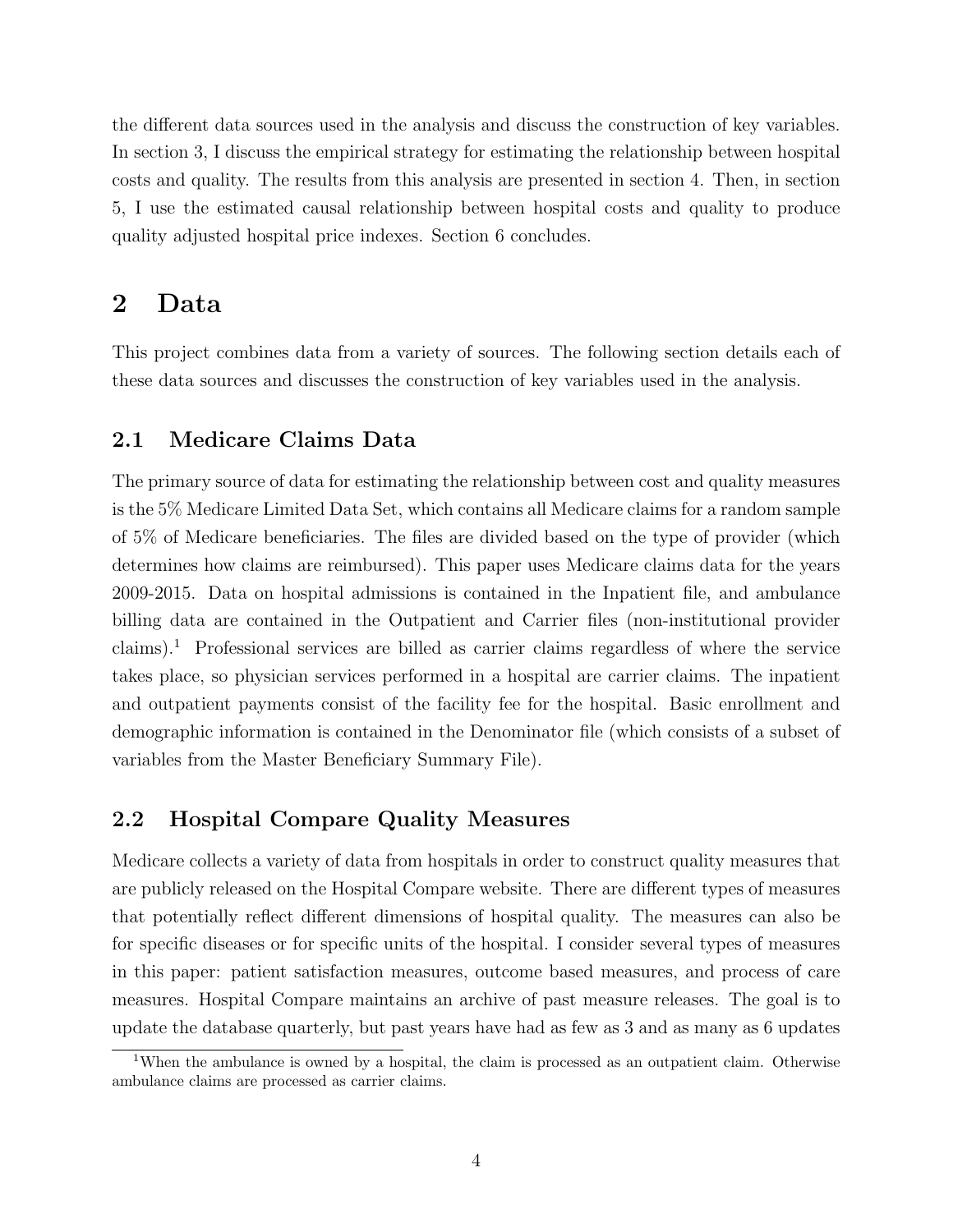the different data sources used in the analysis and discuss the construction of key variables. In section 3, I discuss the empirical strategy for estimating the relationship between hospital costs and quality. The results from this analysis are presented in section 4. Then, in section 5, I use the estimated causal relationship between hospital costs and quality to produce quality adjusted hospital price indexes. Section 6 concludes.

# 2 Data

This project combines data from a variety of sources. The following section details each of these data sources and discusses the construction of key variables used in the analysis.

## 2.1 Medicare Claims Data

The primary source of data for estimating the relationship between cost and quality measures is the 5% Medicare Limited Data Set, which contains all Medicare claims for a random sample of 5% of Medicare beneficiaries. The files are divided based on the type of provider (which determines how claims are reimbursed). This paper uses Medicare claims data for the years 2009-2015. Data on hospital admissions is contained in the Inpatient file, and ambulance billing data are contained in the Outpatient and Carrier files (non-institutional provider claims).[1] Professional services are billed as carrier claims regardless of where the service takes place, so physician services performed in a hospital are carrier claims. The inpatient and outpatient payments consist of the facility fee for the hospital. Basic enrollment and demographic information is contained in the Denominator file (which consists of a subset of variables from the Master Beneficiary Summary File).

## 2.2 Hospital Compare Quality Measures

Medicare collects a variety of data from hospitals in order to construct quality measures that are publicly released on the Hospital Compare website. There are different types of measures that potentially reflect different dimensions of hospital quality. The measures can also be for specific diseases or for specific units of the hospital. I consider several types of measures in this paper: patient satisfaction measures, outcome based measures, and process of care measures. Hospital Compare maintains an archive of past measure releases. The goal is to update the database quarterly, but past years have had as few as 3 and as many as 6 updates

[1] When the ambulance is owned by a hospital, the claim is processed as an outpatient claim. Otherwise ambulance claims are processed as carrier claims.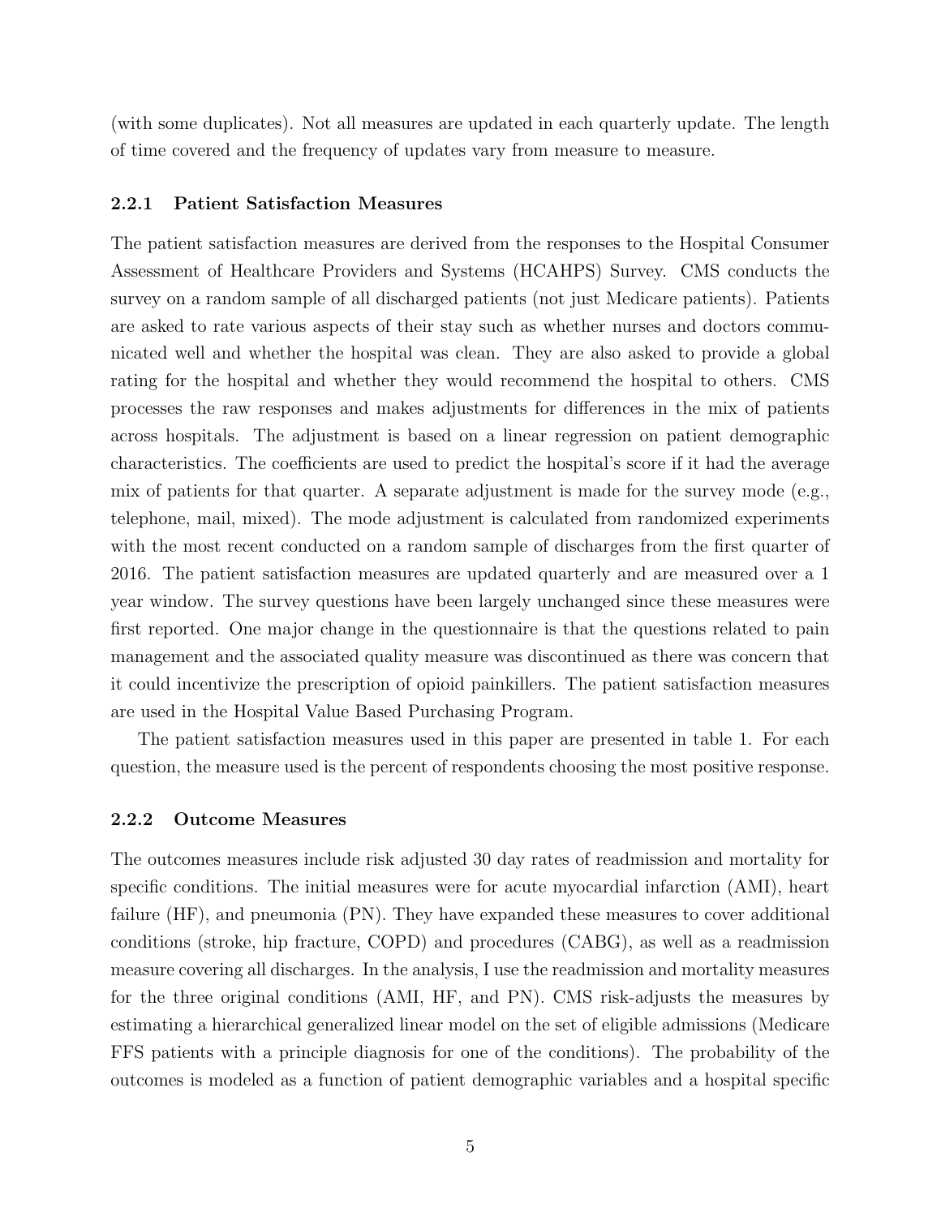(with some duplicates). Not all measures are updated in each quarterly update. The length of time covered and the frequency of updates vary from measure to measure.

### 2.2.1 Patient Satisfaction Measures

The patient satisfaction measures are derived from the responses to the Hospital Consumer Assessment of Healthcare Providers and Systems (HCAHPS) Survey. CMS conducts the survey on a random sample of all discharged patients (not just Medicare patients). Patients are asked to rate various aspects of their stay such as whether nurses and doctors communicated well and whether the hospital was clean. They are also asked to provide a global rating for the hospital and whether they would recommend the hospital to others. CMS processes the raw responses and makes adjustments for differences in the mix of patients across hospitals. The adjustment is based on a linear regression on patient demographic characteristics. The coefficients are used to predict the hospital's score if it had the average mix of patients for that quarter. A separate adjustment is made for the survey mode (e.g., telephone, mail, mixed). The mode adjustment is calculated from randomized experiments with the most recent conducted on a random sample of discharges from the first quarter of 2016. The patient satisfaction measures are updated quarterly and are measured over a 1 year window. The survey questions have been largely unchanged since these measures were first reported. One major change in the questionnaire is that the questions related to pain management and the associated quality measure was discontinued as there was concern that it could incentivize the prescription of opioid painkillers. The patient satisfaction measures are used in the Hospital Value Based Purchasing Program.

The patient satisfaction measures used in this paper are presented in table 1. For each question, the measure used is the percent of respondents choosing the most positive response.

### 2.2.2 Outcome Measures

The outcomes measures include risk adjusted 30 day rates of readmission and mortality for specific conditions. The initial measures were for acute myocardial infarction (AMI), heart failure (HF), and pneumonia (PN). They have expanded these measures to cover additional conditions (stroke, hip fracture, COPD) and procedures (CABG), as well as a readmission measure covering all discharges. In the analysis, I use the readmission and mortality measures for the three original conditions (AMI, HF, and PN). CMS risk-adjusts the measures by estimating a hierarchical generalized linear model on the set of eligible admissions (Medicare FFS patients with a principle diagnosis for one of the conditions). The probability of the outcomes is modeled as a function of patient demographic variables and a hospital specific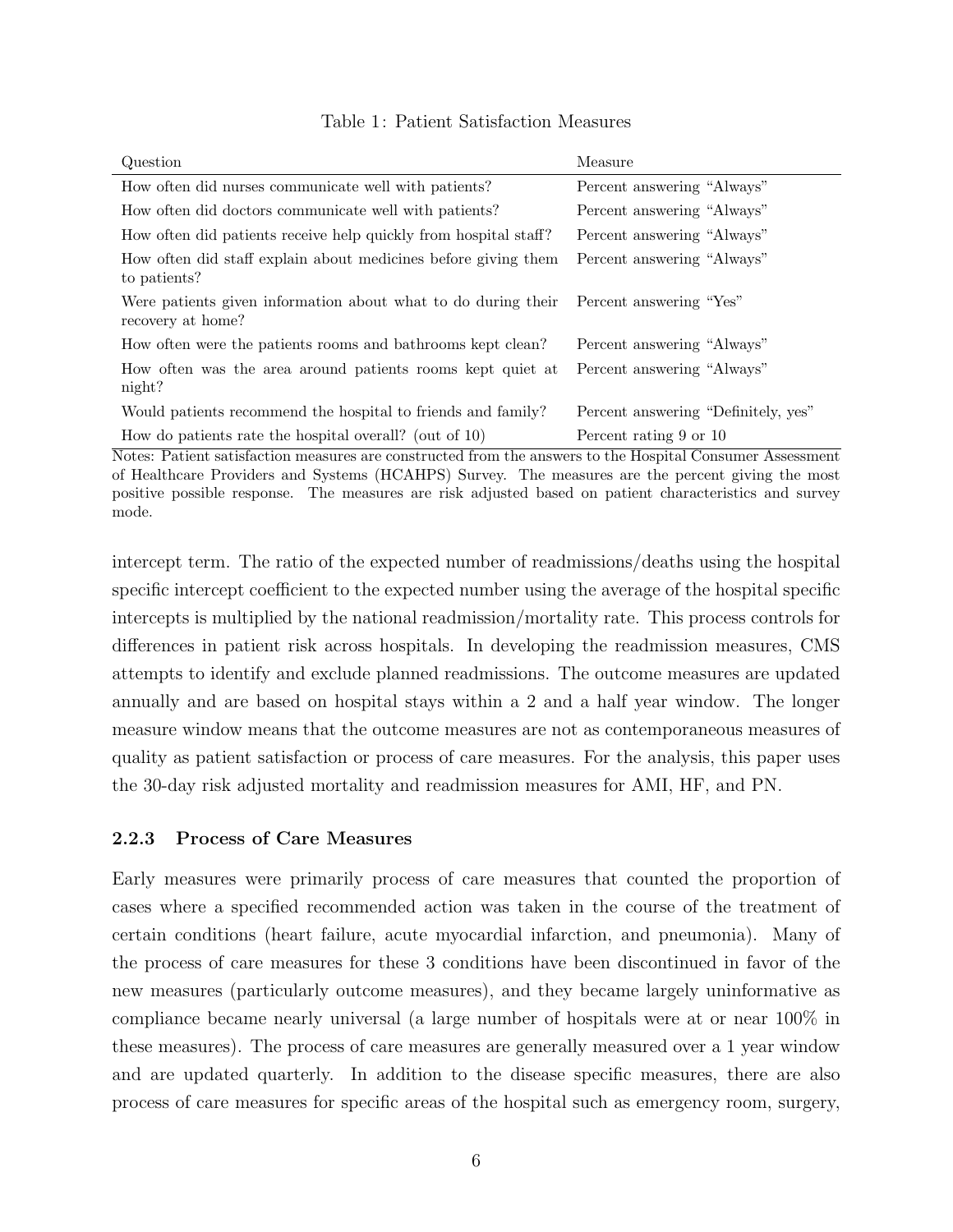Table 1: Patient Satisfaction Measures

| Question | Measure |
|---|---|
| How often did nurses communicate well with patients? | Percent answering "Always" |
| How often did doctors communicate well with patients? | Percent answering "Always" |
| How often did patients receive help quickly from hospital staff? | Percent answering "Always" |
| How often did staff explain about medicines before giving them to patients? | Percent answering "Always" |
| Were patients given information about what to do during their recovery at home? | Percent answering "Yes" |
| How often were the patients rooms and bathrooms kept clean? | Percent answering "Always" |
| How often was the area around patients rooms kept quiet at night? | Percent answering "Always" |
| Would patients recommend the hospital to friends and family? | Percent answering "Definitely, yes" |
| How do patients rate the hospital overall? (out of 10) | Percent rating 9 or 10 |

Notes: Patient satisfaction measures are constructed from the answers to the Hospital Consumer Assessment of Healthcare Providers and Systems (HCAHPS) Survey. The measures are the percent giving the most positive possible response. The measures are risk adjusted based on patient characteristics and survey mode.

intercept term. The ratio of the expected number of readmissions/deaths using the hospital specific intercept coefficient to the expected number using the average of the hospital specific intercepts is multiplied by the national readmission/mortality rate. This process controls for differences in patient risk across hospitals. In developing the readmission measures, CMS attempts to identify and exclude planned readmissions. The outcome measures are updated annually and are based on hospital stays within a 2 and a half year window. The longer measure window means that the outcome measures are not as contemporaneous measures of quality as patient satisfaction or process of care measures. For the analysis, this paper uses the 30-day risk adjusted mortality and readmission measures for AMI, HF, and PN.

### 2.2.3 Process of Care Measures

Early measures were primarily process of care measures that counted the proportion of cases where a specified recommended action was taken in the course of the treatment of certain conditions (heart failure, acute myocardial infarction, and pneumonia). Many of the process of care measures for these 3 conditions have been discontinued in favor of the new measures (particularly outcome measures), and they became largely uninformative as compliance became nearly universal (a large number of hospitals were at or near 100% in these measures). The process of care measures are generally measured over a 1 year window and are updated quarterly. In addition to the disease specific measures, there are also process of care measures for specific areas of the hospital such as emergency room, surgery,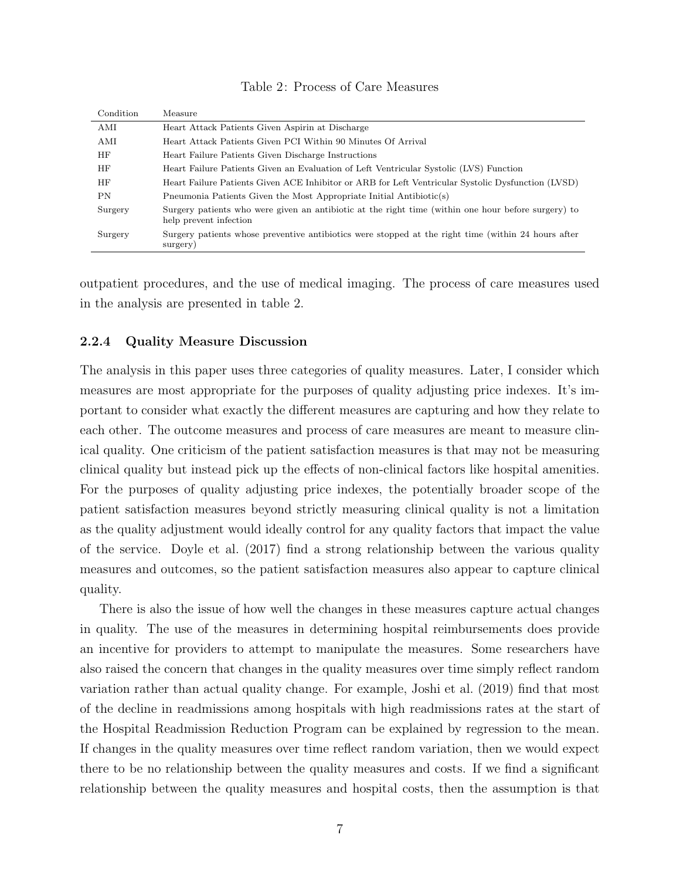Table 2: Process of Care Measures

| Condition | Measure |
|---|---|
| AMI | Heart Attack Patients Given Aspirin at Discharge |
| AMI | Heart Attack Patients Given PCI Within 90 Minutes Of Arrival |
| HF | Heart Failure Patients Given Discharge Instructions |
| HF | Heart Failure Patients Given an Evaluation of Left Ventricular Systolic (LVS) Function |
| HF | Heart Failure Patients Given ACE Inhibitor or ARB for Left Ventricular Systolic Dysfunction (LVSD) |
| PN | Pneumonia Patients Given the Most Appropriate Initial Antibiotic(s) |
| Surgery | Surgery patients who were given an antibiotic at the right time (within one hour before surgery) to help prevent infection |
| Surgery | Surgery patients whose preventive antibiotics were stopped at the right time (within 24 hours after surgery) |

outpatient procedures, and the use of medical imaging. The process of care measures used in the analysis are presented in table 2.

#### 2.2.4 Quality Measure Discussion

The analysis in this paper uses three categories of quality measures. Later, I consider which measures are most appropriate for the purposes of quality adjusting price indexes. It's important to consider what exactly the different measures are capturing and how they relate to each other. The outcome measures and process of care measures are meant to measure clinical quality. One criticism of the patient satisfaction measures is that may not be measuring clinical quality but instead pick up the effects of non-clinical factors like hospital amenities. For the purposes of quality adjusting price indexes, the potentially broader scope of the patient satisfaction measures beyond strictly measuring clinical quality is not a limitation as the quality adjustment would ideally control for any quality factors that impact the value of the service. Doyle et al. (2017) find a strong relationship between the various quality measures and outcomes, so the patient satisfaction measures also appear to capture clinical quality.

There is also the issue of how well the changes in these measures capture actual changes in quality. The use of the measures in determining hospital reimbursements does provide an incentive for providers to attempt to manipulate the measures. Some researchers have also raised the concern that changes in the quality measures over time simply reflect random variation rather than actual quality change. For example, Joshi et al. (2019) find that most of the decline in readmissions among hospitals with high readmissions rates at the start of the Hospital Readmission Reduction Program can be explained by regression to the mean. If changes in the quality measures over time reflect random variation, then we would expect there to be no relationship between the quality measures and costs. If we find a significant relationship between the quality measures and hospital costs, then the assumption is that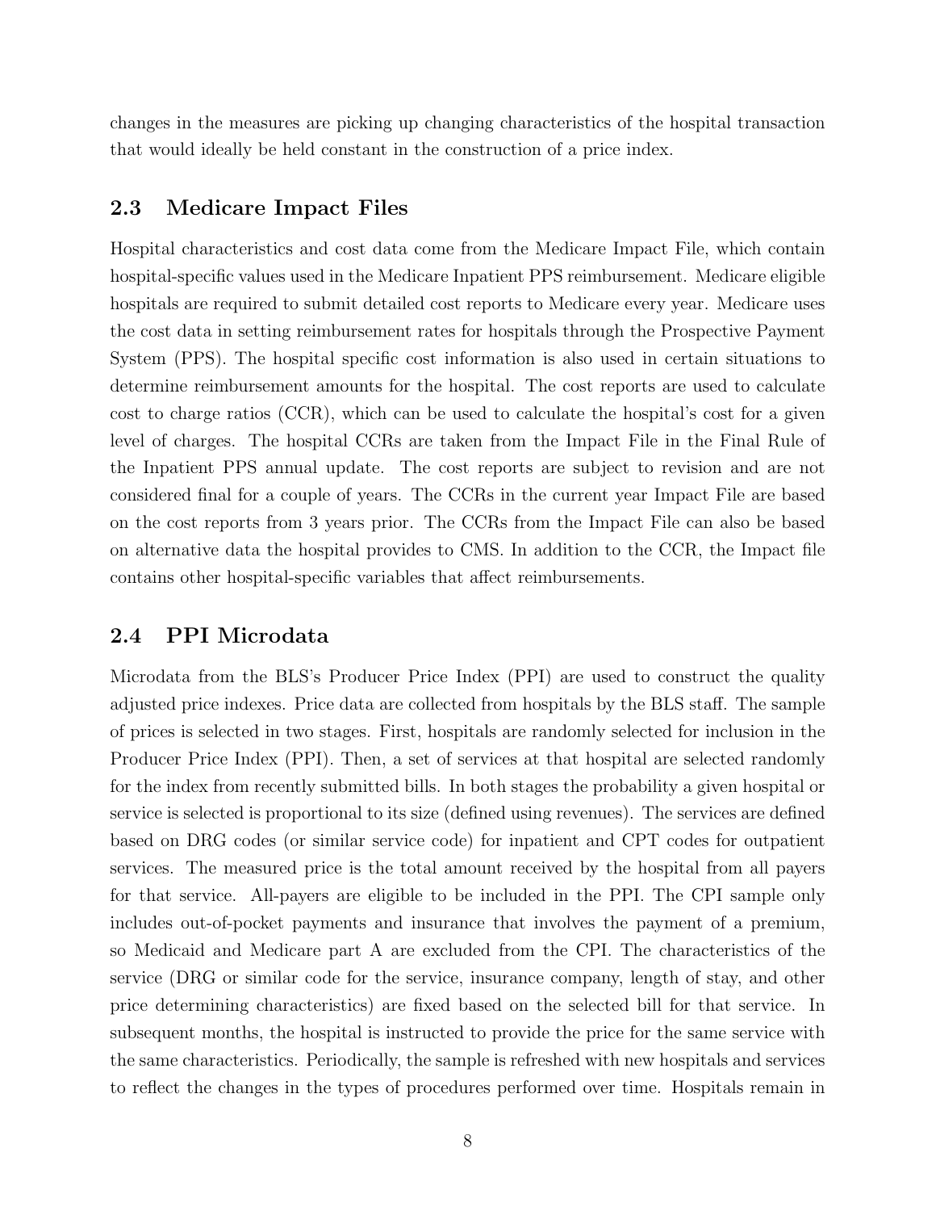changes in the measures are picking up changing characteristics of the hospital transaction that would ideally be held constant in the construction of a price index.

## 2.3 Medicare Impact Files

Hospital characteristics and cost data come from the Medicare Impact File, which contain hospital-specific values used in the Medicare Inpatient PPS reimbursement. Medicare eligible hospitals are required to submit detailed cost reports to Medicare every year. Medicare uses the cost data in setting reimbursement rates for hospitals through the Prospective Payment System (PPS). The hospital specific cost information is also used in certain situations to determine reimbursement amounts for the hospital. The cost reports are used to calculate cost to charge ratios (CCR), which can be used to calculate the hospital's cost for a given level of charges. The hospital CCRs are taken from the Impact File in the Final Rule of the Inpatient PPS annual update. The cost reports are subject to revision and are not considered final for a couple of years. The CCRs in the current year Impact File are based on the cost reports from 3 years prior. The CCRs from the Impact File can also be based on alternative data the hospital provides to CMS. In addition to the CCR, the Impact file contains other hospital-specific variables that affect reimbursements.

## 2.4 PPI Microdata

Microdata from the BLS's Producer Price Index (PPI) are used to construct the quality adjusted price indexes. Price data are collected from hospitals by the BLS staff. The sample of prices is selected in two stages. First, hospitals are randomly selected for inclusion in the Producer Price Index (PPI). Then, a set of services at that hospital are selected randomly for the index from recently submitted bills. In both stages the probability a given hospital or service is selected is proportional to its size (defined using revenues). The services are defined based on DRG codes (or similar service code) for inpatient and CPT codes for outpatient services. The measured price is the total amount received by the hospital from all payers for that service. All-payers are eligible to be included in the PPI. The CPI sample only includes out-of-pocket payments and insurance that involves the payment of a premium, so Medicaid and Medicare part A are excluded from the CPI. The characteristics of the service (DRG or similar code for the service, insurance company, length of stay, and other price determining characteristics) are fixed based on the selected bill for that service. In subsequent months, the hospital is instructed to provide the price for the same service with the same characteristics. Periodically, the sample is refreshed with new hospitals and services to reflect the changes in the types of procedures performed over time. Hospitals remain in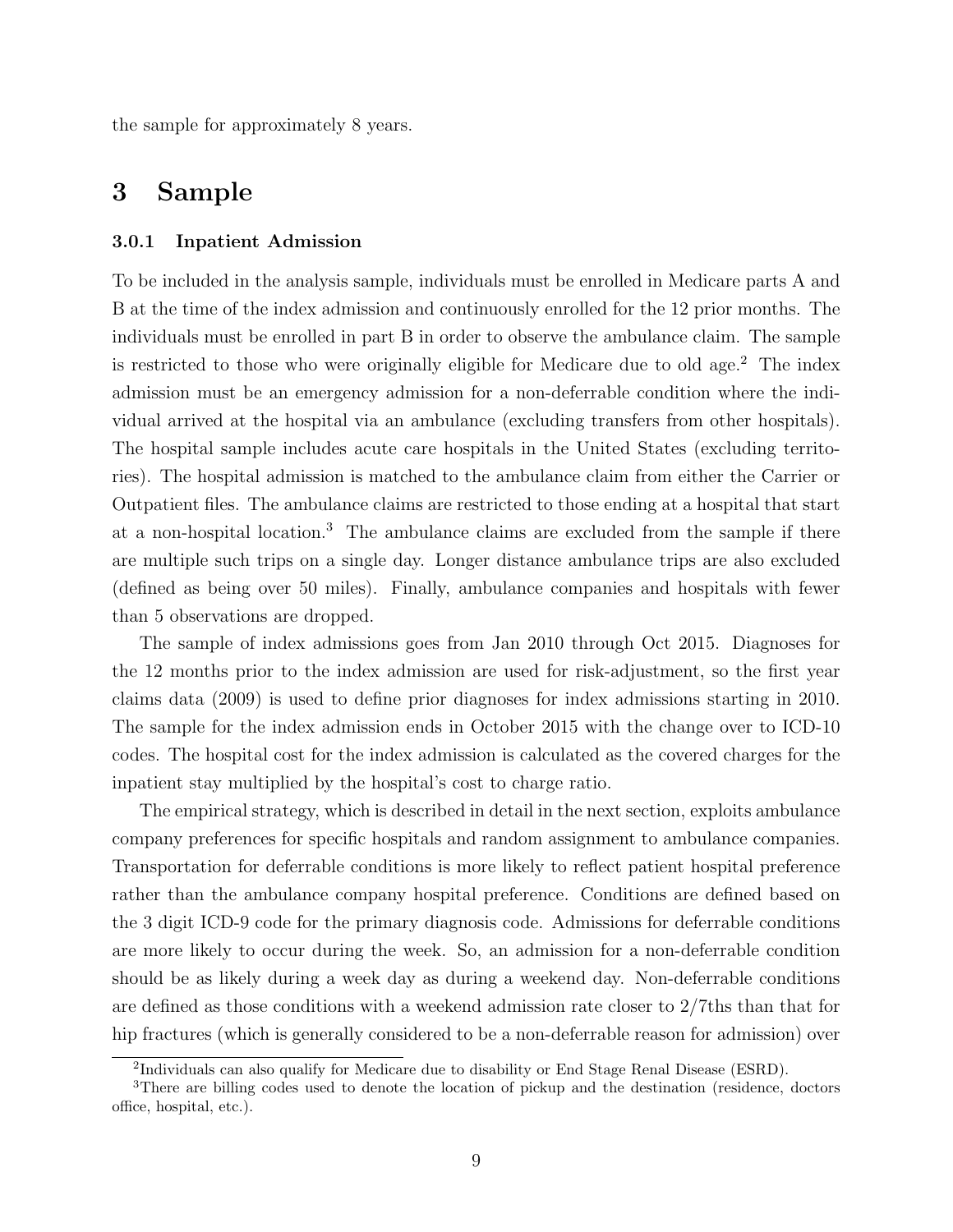the sample for approximately 8 years.

# 3 Sample

### 3.0.1 Inpatient Admission

To be included in the analysis sample, individuals must be enrolled in Medicare parts A and B at the time of the index admission and continuously enrolled for the 12 prior months. The individuals must be enrolled in part B in order to observe the ambulance claim. The sample is restricted to those who were originally eligible for Medicare due to old age.[2] The index admission must be an emergency admission for a non-deferrable condition where the individual arrived at the hospital via an ambulance (excluding transfers from other hospitals). The hospital sample includes acute care hospitals in the United States (excluding territories). The hospital admission is matched to the ambulance claim from either the Carrier or Outpatient files. The ambulance claims are restricted to those ending at a hospital that start at a non-hospital location.[3] The ambulance claims are excluded from the sample if there are multiple such trips on a single day. Longer distance ambulance trips are also excluded (defined as being over 50 miles). Finally, ambulance companies and hospitals with fewer than 5 observations are dropped.

The sample of index admissions goes from Jan 2010 through Oct 2015. Diagnoses for the 12 months prior to the index admission are used for risk-adjustment, so the first year claims data (2009) is used to define prior diagnoses for index admissions starting in 2010. The sample for the index admission ends in October 2015 with the change over to ICD-10 codes. The hospital cost for the index admission is calculated as the covered charges for the inpatient stay multiplied by the hospital's cost to charge ratio.

The empirical strategy, which is described in detail in the next section, exploits ambulance company preferences for specific hospitals and random assignment to ambulance companies. Transportation for deferrable conditions is more likely to reflect patient hospital preference rather than the ambulance company hospital preference. Conditions are defined based on the 3 digit ICD-9 code for the primary diagnosis code. Admissions for deferrable conditions are more likely to occur during the week. So, an admission for a non-deferrable condition should be as likely during a week day as during a weekend day. Non-deferrable conditions are defined as those conditions with a weekend admission rate closer to 2/7ths than that for hip fractures (which is generally considered to be a non-deferrable reason for admission) over

[2] Individuals can also qualify for Medicare due to disability or End Stage Renal Disease (ESRD).

[3] There are billing codes used to denote the location of pickup and the destination (residence, doctors office, hospital, etc.).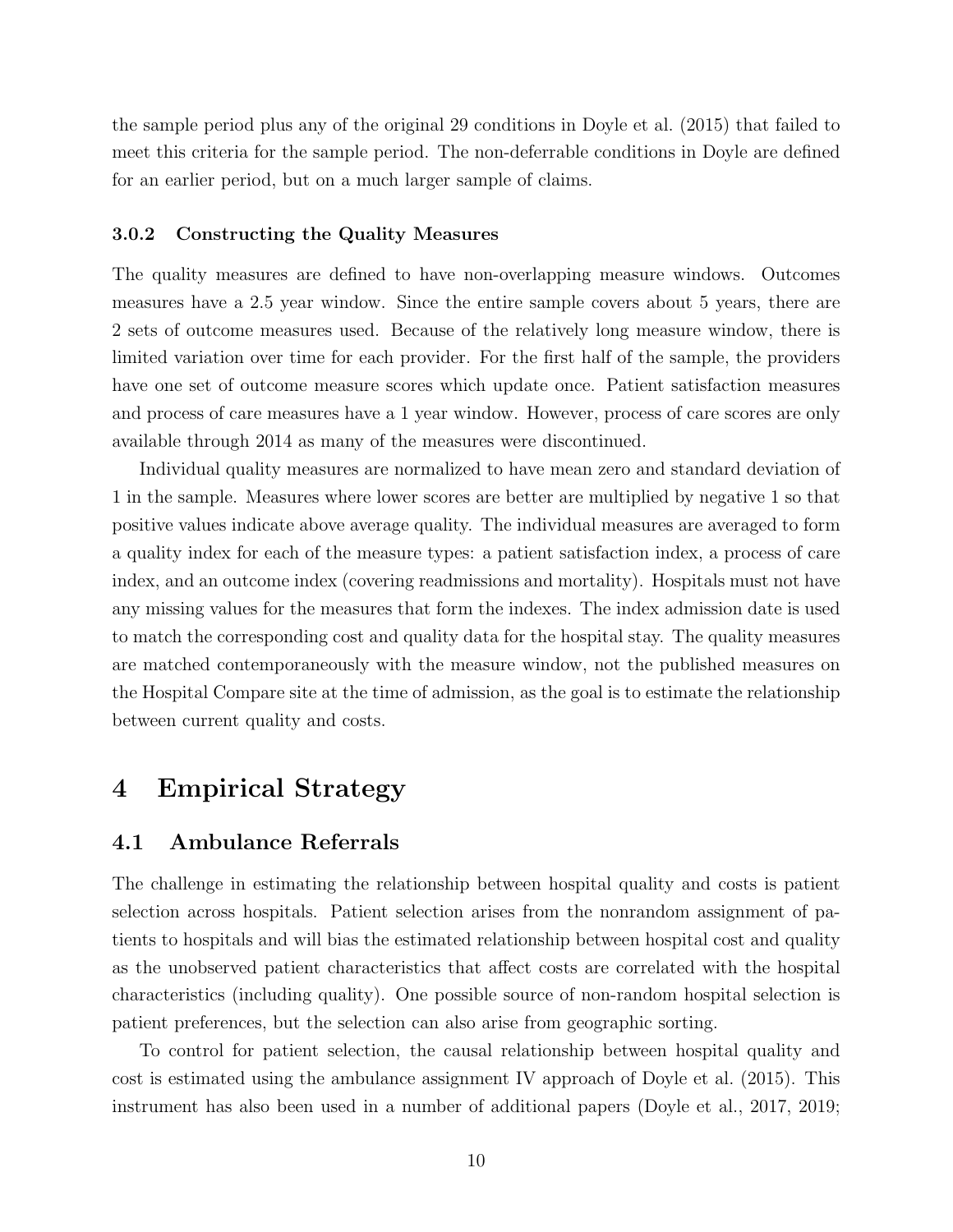the sample period plus any of the original 29 conditions in Doyle et al. (2015) that failed to meet this criteria for the sample period. The non-deferrable conditions in Doyle are defined for an earlier period, but on a much larger sample of claims.

### 3.0.2 Constructing the Quality Measures

The quality measures are defined to have non-overlapping measure windows. Outcomes measures have a 2.5 year window. Since the entire sample covers about 5 years, there are 2 sets of outcome measures used. Because of the relatively long measure window, there is limited variation over time for each provider. For the first half of the sample, the providers have one set of outcome measure scores which update once. Patient satisfaction measures and process of care measures have a 1 year window. However, process of care scores are only available through 2014 as many of the measures were discontinued.

Individual quality measures are normalized to have mean zero and standard deviation of 1 in the sample. Measures where lower scores are better are multiplied by negative 1 so that positive values indicate above average quality. The individual measures are averaged to form a quality index for each of the measure types: a patient satisfaction index, a process of care index, and an outcome index (covering readmissions and mortality). Hospitals must not have any missing values for the measures that form the indexes. The index admission date is used to match the corresponding cost and quality data for the hospital stay. The quality measures are matched contemporaneously with the measure window, not the published measures on the Hospital Compare site at the time of admission, as the goal is to estimate the relationship between current quality and costs.

# 4 Empirical Strategy

## 4.1 Ambulance Referrals

The challenge in estimating the relationship between hospital quality and costs is patient selection across hospitals. Patient selection arises from the nonrandom assignment of patients to hospitals and will bias the estimated relationship between hospital cost and quality as the unobserved patient characteristics that affect costs are correlated with the hospital characteristics (including quality). One possible source of non-random hospital selection is patient preferences, but the selection can also arise from geographic sorting.

To control for patient selection, the causal relationship between hospital quality and cost is estimated using the ambulance assignment IV approach of Doyle et al. (2015). This instrument has also been used in a number of additional papers (Doyle et al., 2017, 2019;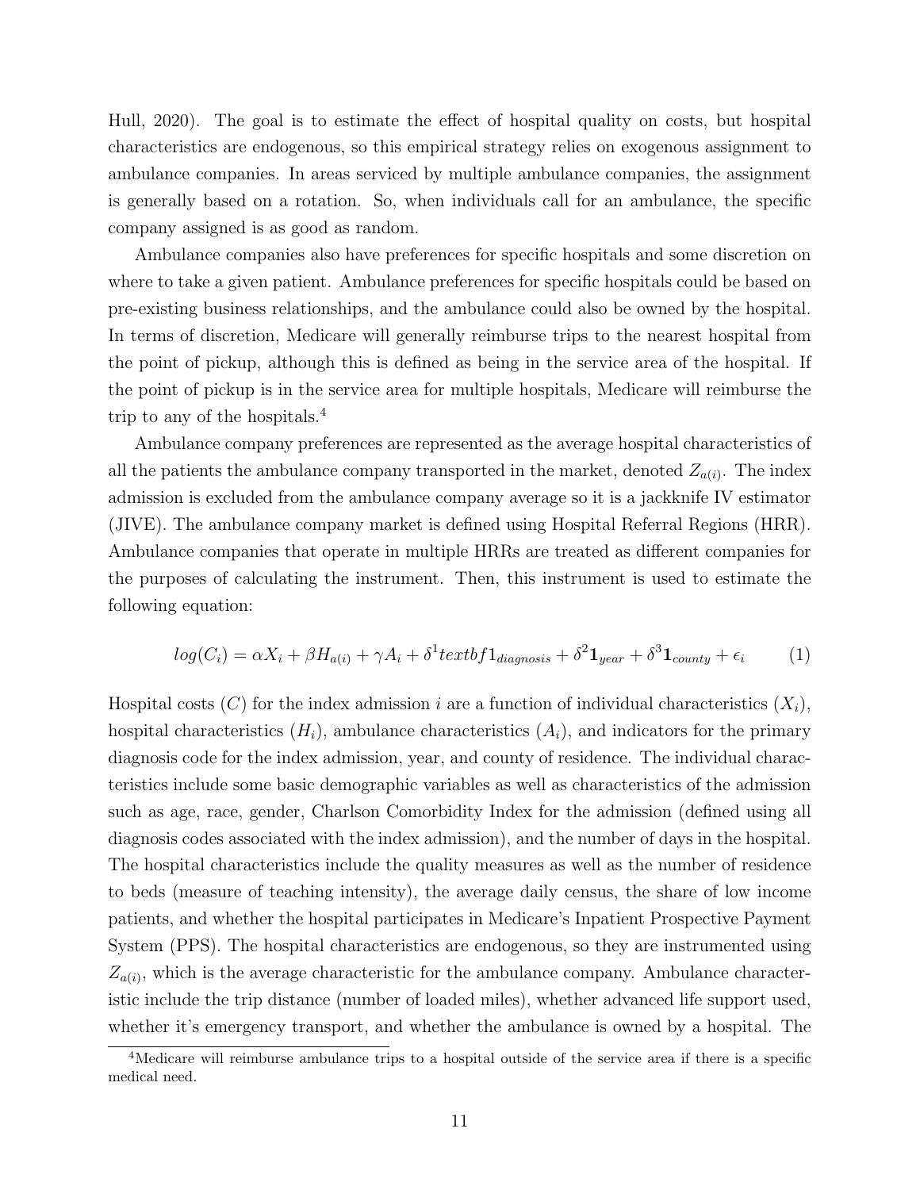Hull, 2020). The goal is to estimate the effect of hospital quality on costs, but hospital characteristics are endogenous, so this empirical strategy relies on exogenous assignment to ambulance companies. In areas serviced by multiple ambulance companies, the assignment is generally based on a rotation. So, when individuals call for an ambulance, the specific company assigned is as good as random.

Ambulance companies also have preferences for specific hospitals and some discretion on where to take a given patient. Ambulance preferences for specific hospitals could be based on pre-existing business relationships, and the ambulance could also be owned by the hospital. In terms of discretion, Medicare will generally reimburse trips to the nearest hospital from the point of pickup, although this is defined as being in the service area of the hospital. If the point of pickup is in the service area for multiple hospitals, Medicare will reimburse the trip to any of the hospitals.[4]

Ambulance company preferences are represented as the average hospital characteristics of all the patients the ambulance company transported in the market, denoted $Z_{a(i)}$. The index admission is excluded from the ambulance company average so it is a jackknife IV estimator (JIVE). The ambulance company market is defined using Hospital Referral Regions (HRR). Ambulance companies that operate in multiple HRRs are treated as different companies for the purposes of calculating the instrument. Then, this instrument is used to estimate the following equation:

$$log(C_i) = \alpha X_i + \beta H_{a(i)} + \gamma A_i + \delta^1 textbf{1}_{diagnosis} + \delta^2 \mathbf{1}_{year} + \delta^3 \mathbf{1}_{county} + \epsilon_i \qquad (1)$$

Hospital costs ($C$) for the index admission $i$ are a function of individual characteristics ($X_i$), hospital characteristics ($H_i$), ambulance characteristics ($A_i$), and indicators for the primary diagnosis code for the index admission, year, and county of residence. The individual characteristics include some basic demographic variables as well as characteristics of the admission such as age, race, gender, Charlson Comorbidity Index for the admission (defined using all diagnosis codes associated with the index admission), and the number of days in the hospital. The hospital characteristics include the quality measures as well as the number of residence to beds (measure of teaching intensity), the average daily census, the share of low income patients, and whether the hospital participates in Medicare's Inpatient Prospective Payment System (PPS). The hospital characteristics are endogenous, so they are instrumented using $Z_{a(i)}$, which is the average characteristic for the ambulance company. Ambulance characteristic include the trip distance (number of loaded miles), whether advanced life support used, whether it's emergency transport, and whether the ambulance is owned by a hospital. The

[4]Medicare will reimburse ambulance trips to a hospital outside of the service area if there is a specific medical need.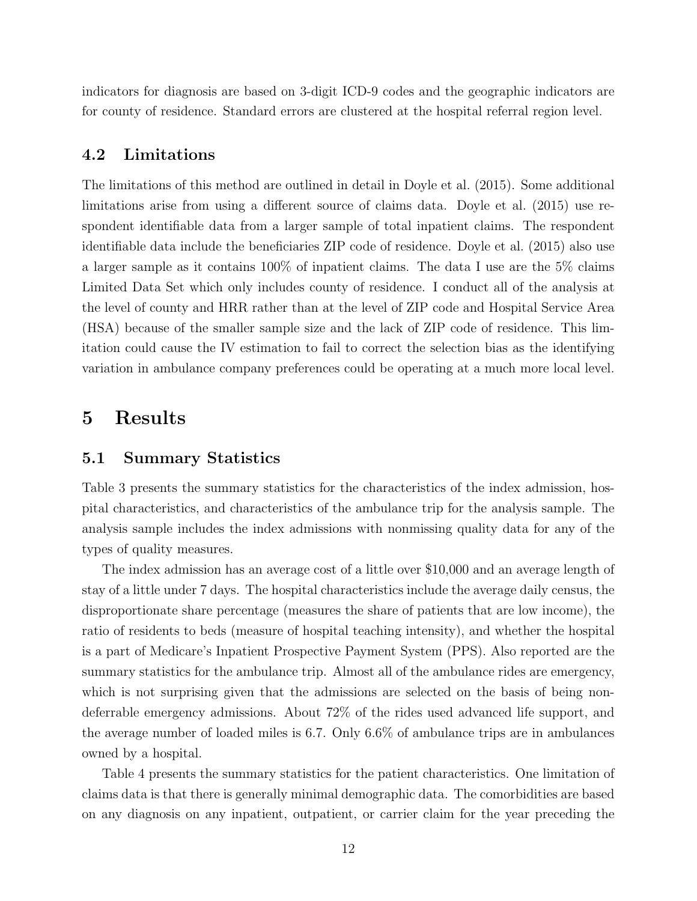indicators for diagnosis are based on 3-digit ICD-9 codes and the geographic indicators are for county of residence. Standard errors are clustered at the hospital referral region level.

### 4.2 Limitations

The limitations of this method are outlined in detail in Doyle et al. (2015). Some additional limitations arise from using a different source of claims data. Doyle et al. (2015) use respondent identifiable data from a larger sample of total inpatient claims. The respondent identifiable data include the beneficiaries ZIP code of residence. Doyle et al. (2015) also use a larger sample as it contains 100% of inpatient claims. The data I use are the 5% claims Limited Data Set which only includes county of residence. I conduct all of the analysis at the level of county and HRR rather than at the level of ZIP code and Hospital Service Area (HSA) because of the smaller sample size and the lack of ZIP code of residence. This limitation could cause the IV estimation to fail to correct the selection bias as the identifying variation in ambulance company preferences could be operating at a much more local level.

## 5 Results

### 5.1 Summary Statistics

Table 3 presents the summary statistics for the characteristics of the index admission, hospital characteristics, and characteristics of the ambulance trip for the analysis sample. The analysis sample includes the index admissions with nonmissing quality data for any of the types of quality measures.

The index admission has an average cost of a little over $10,000 and an average length of stay of a little under 7 days. The hospital characteristics include the average daily census, the disproportionate share percentage (measures the share of patients that are low income), the ratio of residents to beds (measure of hospital teaching intensity), and whether the hospital is a part of Medicare's Inpatient Prospective Payment System (PPS). Also reported are the summary statistics for the ambulance trip. Almost all of the ambulance rides are emergency, which is not surprising given that the admissions are selected on the basis of being nondeferrable emergency admissions. About 72% of the rides used advanced life support, and the average number of loaded miles is 6.7. Only 6.6% of ambulance trips are in ambulances owned by a hospital.

Table 4 presents the summary statistics for the patient characteristics. One limitation of claims data is that there is generally minimal demographic data. The comorbidities are based on any diagnosis on any inpatient, outpatient, or carrier claim for the year preceding the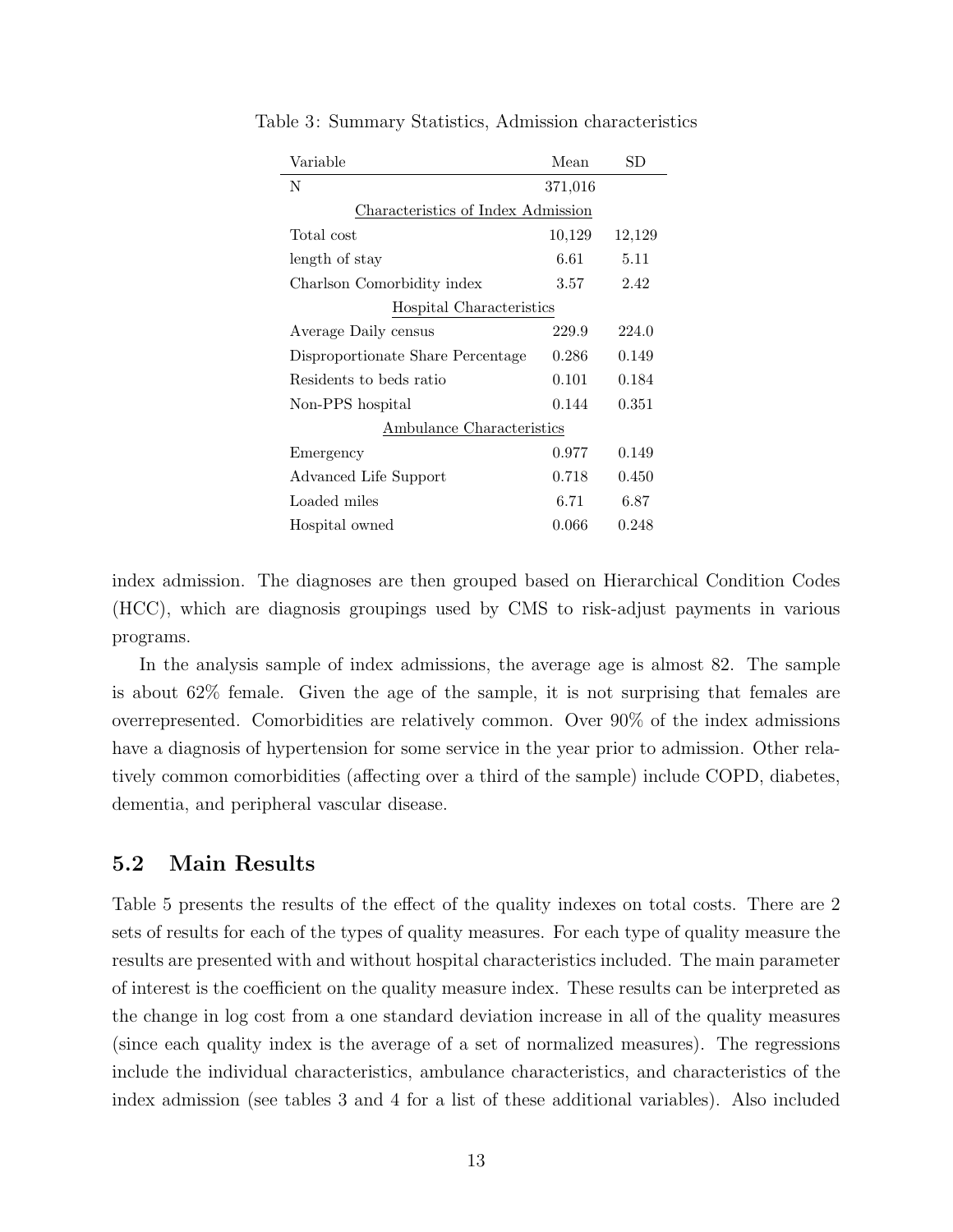Table 3: Summary Statistics, Admission characteristics

| Variable | Mean | SD |
|---|---|---|
| N | 371,016 | |
| *Characteristics of Index Admission* | | |
| Total cost | 10,129 | 12,129 |
| length of stay | 6.61 | 5.11 |
| Charlson Comorbidity index | 3.57 | 2.42 |
| *Hospital Characteristics* | | |
| Average Daily census | 229.9 | 224.0 |
| Disproportionate Share Percentage | 0.286 | 0.149 |
| Residents to beds ratio | 0.101 | 0.184 |
| Non-PPS hospital | 0.144 | 0.351 |
| *Ambulance Characteristics* | | |
| Emergency | 0.977 | 0.149 |
| Advanced Life Support | 0.718 | 0.450 |
| Loaded miles | 6.71 | 6.87 |
| Hospital owned | 0.066 | 0.248 |

index admission. The diagnoses are then grouped based on Hierarchical Condition Codes (HCC), which are diagnosis groupings used by CMS to risk-adjust payments in various programs.

In the analysis sample of index admissions, the average age is almost 82. The sample is about 62% female. Given the age of the sample, it is not surprising that females are overrepresented. Comorbidities are relatively common. Over 90% of the index admissions have a diagnosis of hypertension for some service in the year prior to admission. Other relatively common comorbidities (affecting over a third of the sample) include COPD, diabetes, dementia, and peripheral vascular disease.

## 5.2 Main Results

Table 5 presents the results of the effect of the quality indexes on total costs. There are 2 sets of results for each of the types of quality measures. For each type of quality measure the results are presented with and without hospital characteristics included. The main parameter of interest is the coefficient on the quality measure index. These results can be interpreted as the change in log cost from a one standard deviation increase in all of the quality measures (since each quality index is the average of a set of normalized measures). The regressions include the individual characteristics, ambulance characteristics, and characteristics of the index admission (see tables 3 and 4 for a list of these additional variables). Also included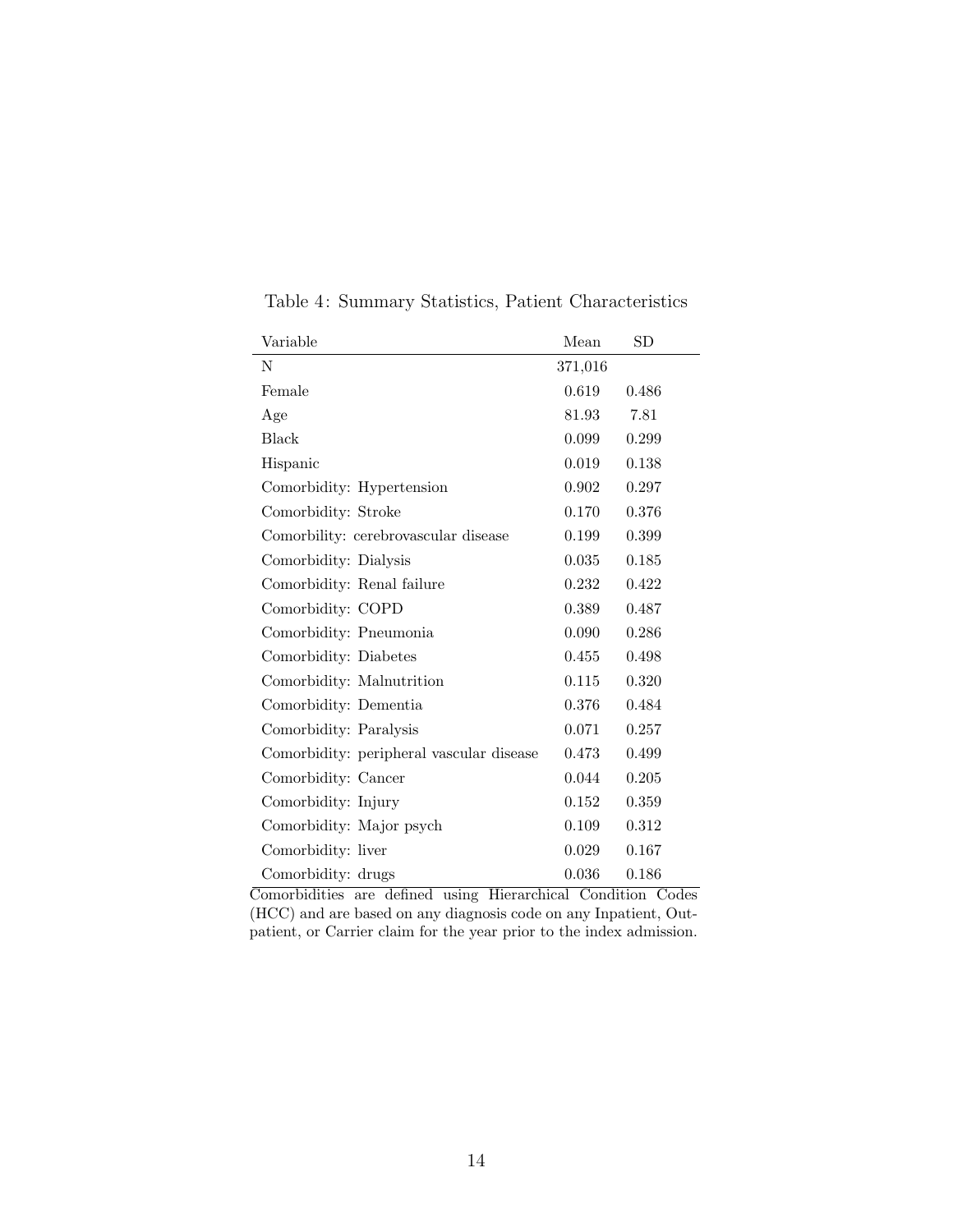Table 4: Summary Statistics, Patient Characteristics

| Variable | Mean | SD |
|---|---|---|
| N | 371,016 | |
| Female | 0.619 | 0.486 |
| Age | 81.93 | 7.81 |
| Black | 0.099 | 0.299 |
| Hispanic | 0.019 | 0.138 |
| Comorbidity: Hypertension | 0.902 | 0.297 |
| Comorbidity: Stroke | 0.170 | 0.376 |
| Comorbility: cerebrovascular disease | 0.199 | 0.399 |
| Comorbidity: Dialysis | 0.035 | 0.185 |
| Comorbidity: Renal failure | 0.232 | 0.422 |
| Comorbidity: COPD | 0.389 | 0.487 |
| Comorbidity: Pneumonia | 0.090 | 0.286 |
| Comorbidity: Diabetes | 0.455 | 0.498 |
| Comorbidity: Malnutrition | 0.115 | 0.320 |
| Comorbidity: Dementia | 0.376 | 0.484 |
| Comorbidity: Paralysis | 0.071 | 0.257 |
| Comorbidity: peripheral vascular disease | 0.473 | 0.499 |
| Comorbidity: Cancer | 0.044 | 0.205 |
| Comorbidity: Injury | 0.152 | 0.359 |
| Comorbidity: Major psych | 0.109 | 0.312 |
| Comorbidity: liver | 0.029 | 0.167 |
| Comorbidity: drugs | 0.036 | 0.186 |

Comorbidities are defined using Hierarchical Condition Codes (HCC) and are based on any diagnosis code on any Inpatient, Outpatient, or Carrier claim for the year prior to the index admission.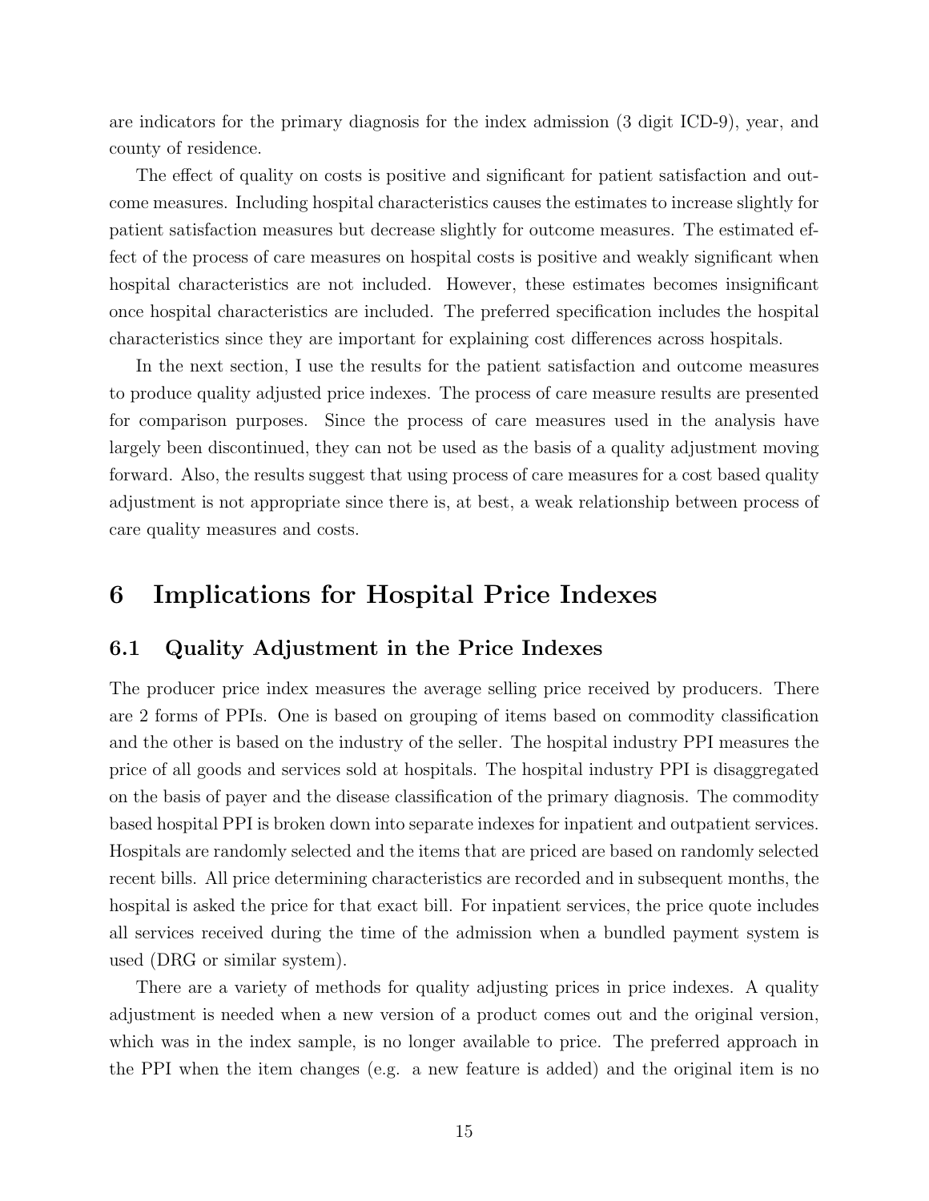are indicators for the primary diagnosis for the index admission (3 digit ICD-9), year, and county of residence.

The effect of quality on costs is positive and significant for patient satisfaction and outcome measures. Including hospital characteristics causes the estimates to increase slightly for patient satisfaction measures but decrease slightly for outcome measures. The estimated effect of the process of care measures on hospital costs is positive and weakly significant when hospital characteristics are not included. However, these estimates becomes insignificant once hospital characteristics are included. The preferred specification includes the hospital characteristics since they are important for explaining cost differences across hospitals.

In the next section, I use the results for the patient satisfaction and outcome measures to produce quality adjusted price indexes. The process of care measure results are presented for comparison purposes. Since the process of care measures used in the analysis have largely been discontinued, they can not be used as the basis of a quality adjustment moving forward. Also, the results suggest that using process of care measures for a cost based quality adjustment is not appropriate since there is, at best, a weak relationship between process of care quality measures and costs.

# 6 Implications for Hospital Price Indexes

## 6.1 Quality Adjustment in the Price Indexes

The producer price index measures the average selling price received by producers. There are 2 forms of PPIs. One is based on grouping of items based on commodity classification and the other is based on the industry of the seller. The hospital industry PPI measures the price of all goods and services sold at hospitals. The hospital industry PPI is disaggregated on the basis of payer and the disease classification of the primary diagnosis. The commodity based hospital PPI is broken down into separate indexes for inpatient and outpatient services. Hospitals are randomly selected and the items that are priced are based on randomly selected recent bills. All price determining characteristics are recorded and in subsequent months, the hospital is asked the price for that exact bill. For inpatient services, the price quote includes all services received during the time of the admission when a bundled payment system is used (DRG or similar system).

There are a variety of methods for quality adjusting prices in price indexes. A quality adjustment is needed when a new version of a product comes out and the original version, which was in the index sample, is no longer available to price. The preferred approach in the PPI when the item changes (e.g. a new feature is added) and the original item is no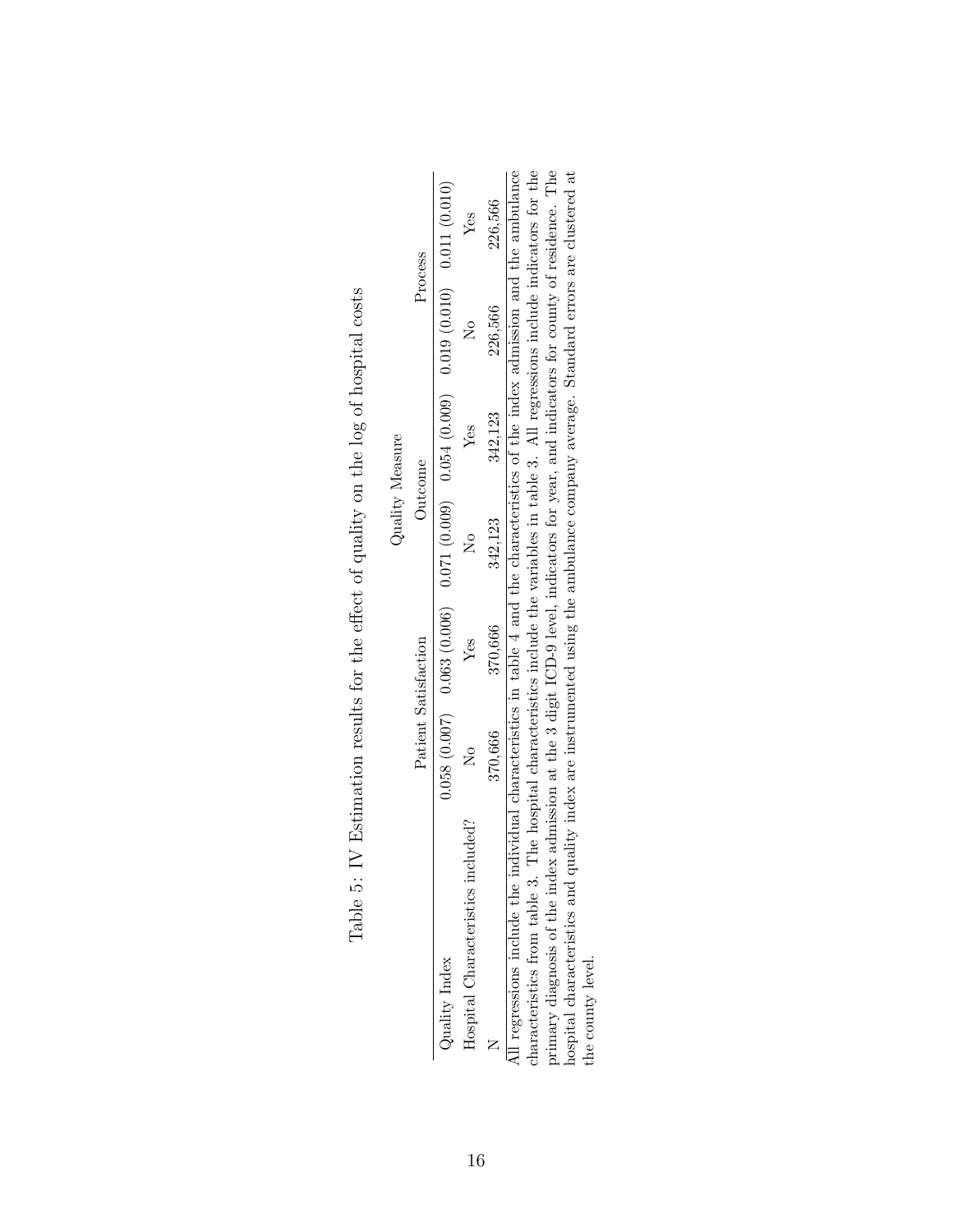Table 5: IV Estimation results for the effect of quality on the log of hospital costs

| | Quality Measure | | | | | |
|---|---|---|---|---|---|---|
| | Patient Satisfaction | | Outcome | | Process | |
| Quality Index | 0.058 (0.007) | 0.063 (0.006) | 0.071 (0.009) | 0.054 (0.009) | 0.019 (0.010) | 0.011 (0.010) |
| Hospital Characteristics included? | No | Yes | No | Yes | No | Yes |
| N | 370,666 | 370,666 | 342,123 | 342,123 | 226,566 | 226,566 |

All regressions include the individual characteristics in table 4 and the characteristics of the index admission and the ambulance characteristics from table 3. The hospital characteristics include the variables in table 3. All regressions include indicators for the primary diagnosis of the index admission at the 3 digit ICD-9 level, indicators for year, and indicators for county of residence. The hospital characteristics and quality index are instrumented using the ambulance company average. Standard errors are clustered at the county level.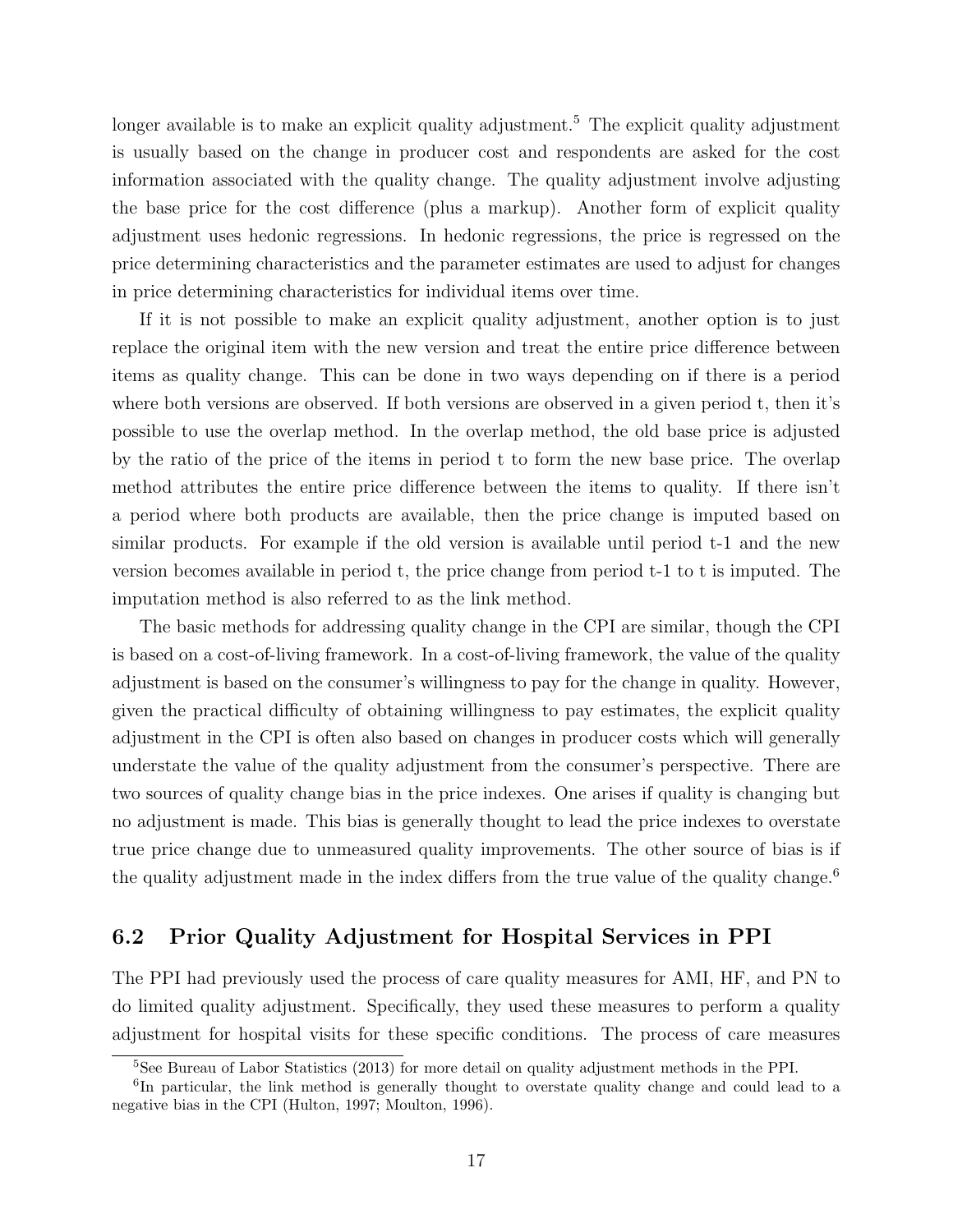longer available is to make an explicit quality adjustment.[5] The explicit quality adjustment is usually based on the change in producer cost and respondents are asked for the cost information associated with the quality change. The quality adjustment involve adjusting the base price for the cost difference (plus a markup). Another form of explicit quality adjustment uses hedonic regressions. In hedonic regressions, the price is regressed on the price determining characteristics and the parameter estimates are used to adjust for changes in price determining characteristics for individual items over time.

If it is not possible to make an explicit quality adjustment, another option is to just replace the original item with the new version and treat the entire price difference between items as quality change. This can be done in two ways depending on if there is a period where both versions are observed. If both versions are observed in a given period t, then it's possible to use the overlap method. In the overlap method, the old base price is adjusted by the ratio of the price of the items in period t to form the new base price. The overlap method attributes the entire price difference between the items to quality. If there isn't a period where both products are available, then the price change is imputed based on similar products. For example if the old version is available until period t-1 and the new version becomes available in period t, the price change from period t-1 to t is imputed. The imputation method is also referred to as the link method.

The basic methods for addressing quality change in the CPI are similar, though the CPI is based on a cost-of-living framework. In a cost-of-living framework, the value of the quality adjustment is based on the consumer's willingness to pay for the change in quality. However, given the practical difficulty of obtaining willingness to pay estimates, the explicit quality adjustment in the CPI is often also based on changes in producer costs which will generally understate the value of the quality adjustment from the consumer's perspective. There are two sources of quality change bias in the price indexes. One arises if quality is changing but no adjustment is made. This bias is generally thought to lead the price indexes to overstate true price change due to unmeasured quality improvements. The other source of bias is if the quality adjustment made in the index differs from the true value of the quality change.[6]

## 6.2 Prior Quality Adjustment for Hospital Services in PPI

The PPI had previously used the process of care quality measures for AMI, HF, and PN to do limited quality adjustment. Specifically, they used these measures to perform a quality adjustment for hospital visits for these specific conditions. The process of care measures

[5] See Bureau of Labor Statistics (2013) for more detail on quality adjustment methods in the PPI.

[6] In particular, the link method is generally thought to overstate quality change and could lead to a negative bias in the CPI (Hulton, 1997; Moulton, 1996).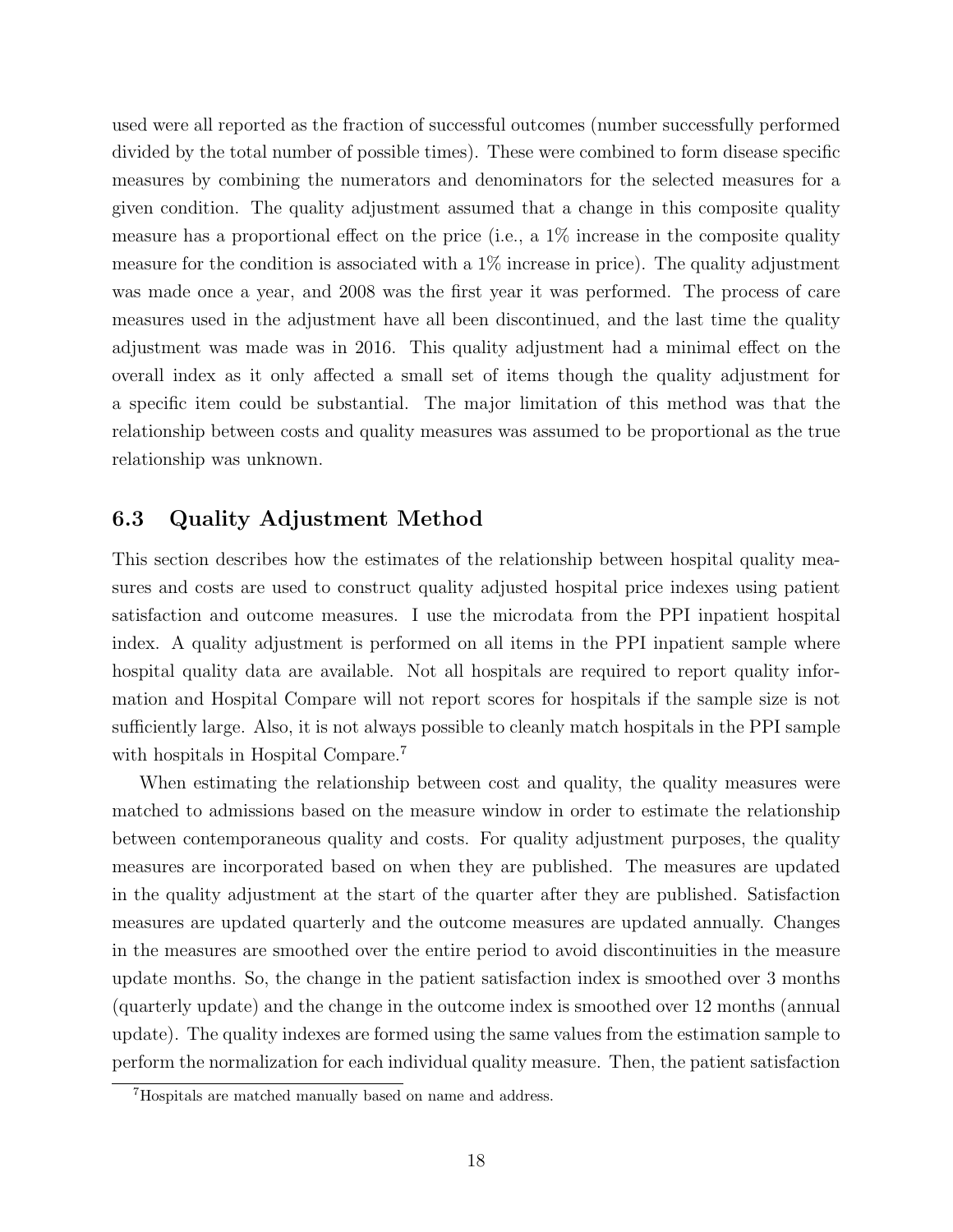used were all reported as the fraction of successful outcomes (number successfully performed divided by the total number of possible times). These were combined to form disease specific measures by combining the numerators and denominators for the selected measures for a given condition. The quality adjustment assumed that a change in this composite quality measure has a proportional effect on the price (i.e., a 1% increase in the composite quality measure for the condition is associated with a 1% increase in price). The quality adjustment was made once a year, and 2008 was the first year it was performed. The process of care measures used in the adjustment have all been discontinued, and the last time the quality adjustment was made was in 2016. This quality adjustment had a minimal effect on the overall index as it only affected a small set of items though the quality adjustment for a specific item could be substantial. The major limitation of this method was that the relationship between costs and quality measures was assumed to be proportional as the true relationship was unknown.

## 6.3 Quality Adjustment Method

This section describes how the estimates of the relationship between hospital quality measures and costs are used to construct quality adjusted hospital price indexes using patient satisfaction and outcome measures. I use the microdata from the PPI inpatient hospital index. A quality adjustment is performed on all items in the PPI inpatient sample where hospital quality data are available. Not all hospitals are required to report quality information and Hospital Compare will not report scores for hospitals if the sample size is not sufficiently large. Also, it is not always possible to cleanly match hospitals in the PPI sample with hospitals in Hospital Compare.[7]

When estimating the relationship between cost and quality, the quality measures were matched to admissions based on the measure window in order to estimate the relationship between contemporaneous quality and costs. For quality adjustment purposes, the quality measures are incorporated based on when they are published. The measures are updated in the quality adjustment at the start of the quarter after they are published. Satisfaction measures are updated quarterly and the outcome measures are updated annually. Changes in the measures are smoothed over the entire period to avoid discontinuities in the measure update months. So, the change in the patient satisfaction index is smoothed over 3 months (quarterly update) and the change in the outcome index is smoothed over 12 months (annual update). The quality indexes are formed using the same values from the estimation sample to perform the normalization for each individual quality measure. Then, the patient satisfaction

[7]Hospitals are matched manually based on name and address.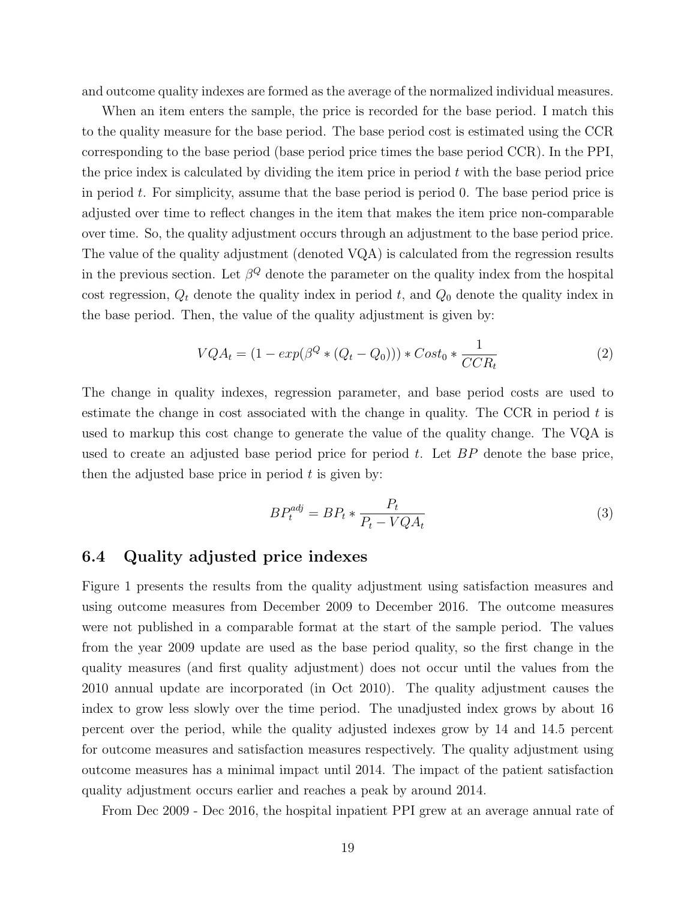and outcome quality indexes are formed as the average of the normalized individual measures.

When an item enters the sample, the price is recorded for the base period. I match this to the quality measure for the base period. The base period cost is estimated using the CCR corresponding to the base period (base period price times the base period CCR). In the PPI, the price index is calculated by dividing the item price in period $t$ with the base period price in period $t$. For simplicity, assume that the base period is period 0. The base period price is adjusted over time to reflect changes in the item that makes the item price non-comparable over time. So, the quality adjustment occurs through an adjustment to the base period price. The value of the quality adjustment (denoted VQA) is calculated from the regression results in the previous section. Let $\beta^Q$ denote the parameter on the quality index from the hospital cost regression, $Q_t$ denote the quality index in period $t$, and $Q_0$ denote the quality index in the base period. Then, the value of the quality adjustment is given by:

$$VQA_t = (1 - exp(\beta^Q * (Q_t - Q_0))) * Cost_0 * \frac{1}{CCR_t} \tag{2}$$

The change in quality indexes, regression parameter, and base period costs are used to estimate the change in cost associated with the change in quality. The CCR in period $t$ is used to markup this cost change to generate the value of the quality change. The VQA is used to create an adjusted base period price for period $t$. Let $BP$ denote the base price, then the adjusted base price in period $t$ is given by:

$$BP_t^{adj} = BP_t * \frac{P_t}{P_t - VQA_t} \tag{3}$$

## 6.4 Quality adjusted price indexes

Figure 1 presents the results from the quality adjustment using satisfaction measures and using outcome measures from December 2009 to December 2016. The outcome measures were not published in a comparable format at the start of the sample period. The values from the year 2009 update are used as the base period quality, so the first change in the quality measures (and first quality adjustment) does not occur until the values from the 2010 annual update are incorporated (in Oct 2010). The quality adjustment causes the index to grow less slowly over the time period. The unadjusted index grows by about 16 percent over the period, while the quality adjusted indexes grow by 14 and 14.5 percent for outcome measures and satisfaction measures respectively. The quality adjustment using outcome measures has a minimal impact until 2014. The impact of the patient satisfaction quality adjustment occurs earlier and reaches a peak by around 2014.

From Dec 2009 - Dec 2016, the hospital inpatient PPI grew at an average annual rate of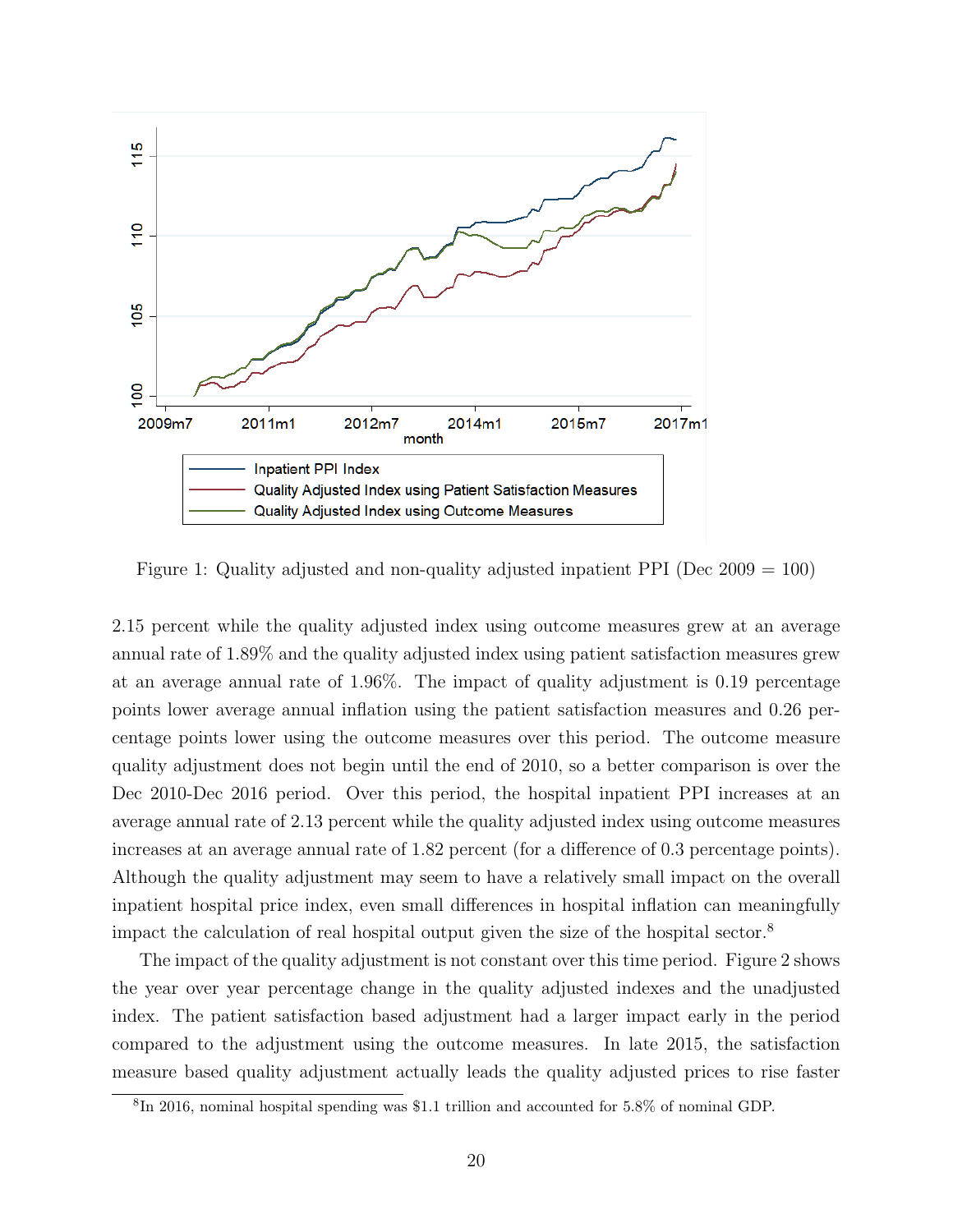Figure 1: Quality adjusted and non-quality adjusted inpatient PPI (Dec 2009 = 100)

2.15 percent while the quality adjusted index using outcome measures grew at an average annual rate of 1.89% and the quality adjusted index using patient satisfaction measures grew at an average annual rate of 1.96%. The impact of quality adjustment is 0.19 percentage points lower average annual inflation using the patient satisfaction measures and 0.26 percentage points lower using the outcome measures over this period. The outcome measure quality adjustment does not begin until the end of 2010, so a better comparison is over the Dec 2010-Dec 2016 period. Over this period, the hospital inpatient PPI increases at an average annual rate of 2.13 percent while the quality adjusted index using outcome measures increases at an average annual rate of 1.82 percent (for a difference of 0.3 percentage points). Although the quality adjustment may seem to have a relatively small impact on the overall inpatient hospital price index, even small differences in hospital inflation can meaningfully impact the calculation of real hospital output given the size of the hospital sector.[8]

The impact of the quality adjustment is not constant over this time period. Figure 2 shows the year over year percentage change in the quality adjusted indexes and the unadjusted index. The patient satisfaction based adjustment had a larger impact early in the period compared to the adjustment using the outcome measures. In late 2015, the satisfaction measure based quality adjustment actually leads the quality adjusted prices to rise faster

[8] In 2016, nominal hospital spending was $1.1 trillion and accounted for 5.8% of nominal GDP.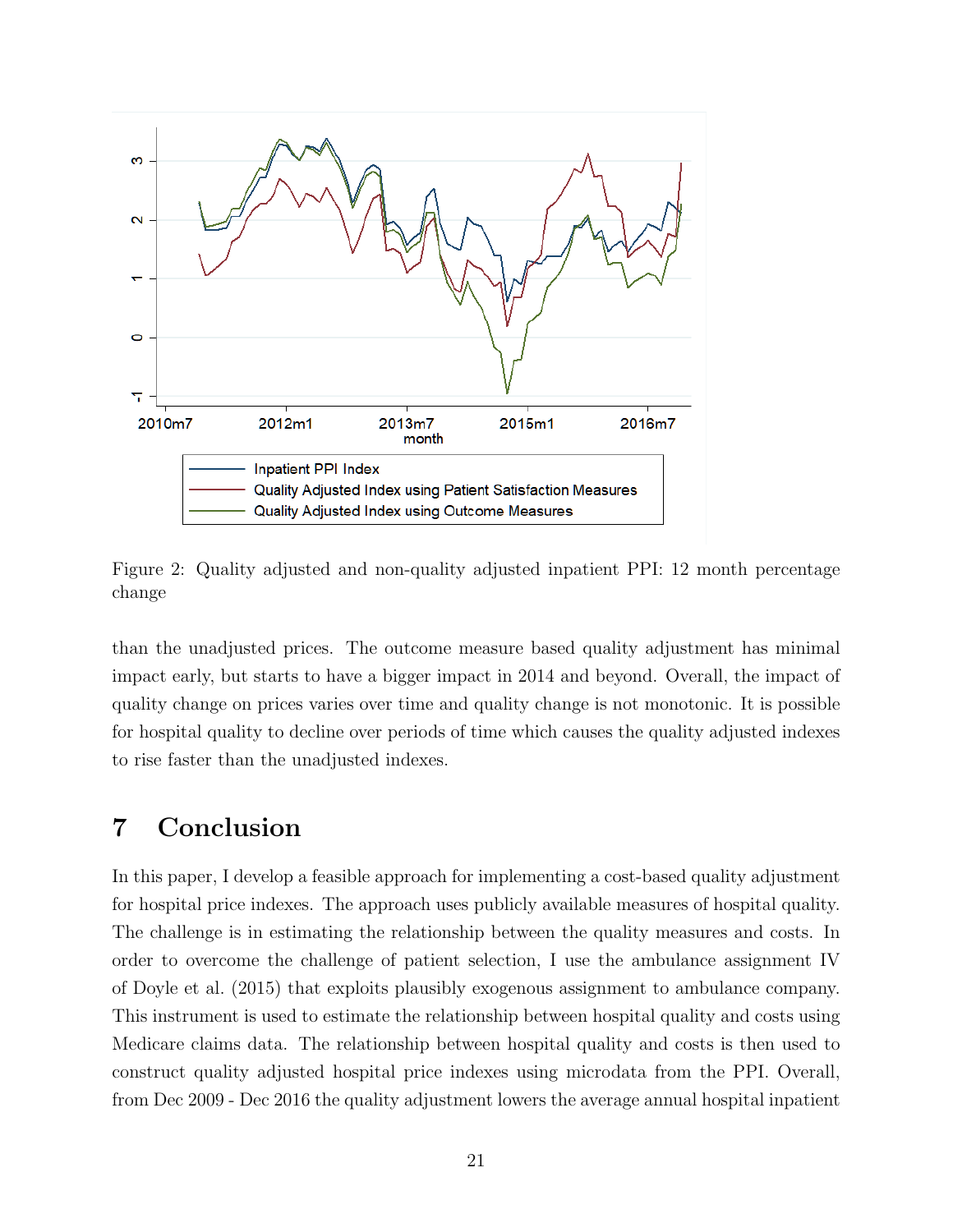Figure 2: Quality adjusted and non-quality adjusted inpatient PPI: 12 month percentage change

than the unadjusted prices. The outcome measure based quality adjustment has minimal impact early, but starts to have a bigger impact in 2014 and beyond. Overall, the impact of quality change on prices varies over time and quality change is not monotonic. It is possible for hospital quality to decline over periods of time which causes the quality adjusted indexes to rise faster than the unadjusted indexes.

# 7 Conclusion

In this paper, I develop a feasible approach for implementing a cost-based quality adjustment for hospital price indexes. The approach uses publicly available measures of hospital quality. The challenge is in estimating the relationship between the quality measures and costs. In order to overcome the challenge of patient selection, I use the ambulance assignment IV of Doyle et al. (2015) that exploits plausibly exogenous assignment to ambulance company. This instrument is used to estimate the relationship between hospital quality and costs using Medicare claims data. The relationship between hospital quality and costs is then used to construct quality adjusted hospital price indexes using microdata from the PPI. Overall, from Dec 2009 - Dec 2016 the quality adjustment lowers the average annual hospital inpatient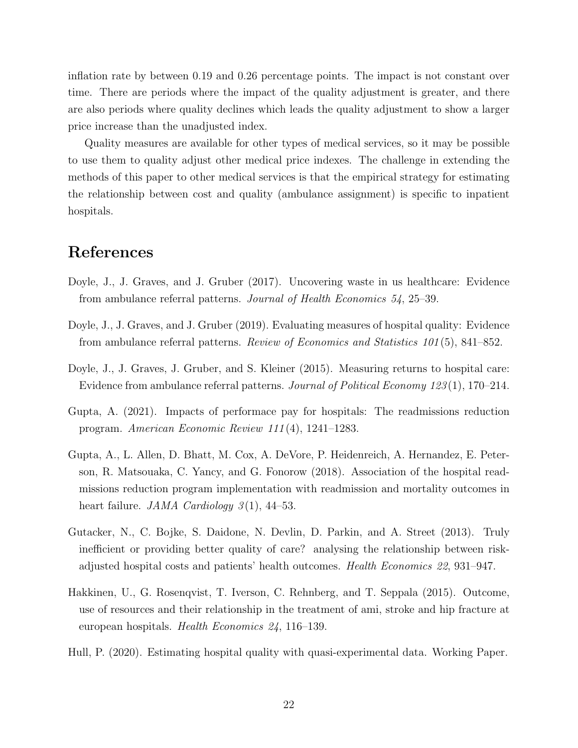inflation rate by between 0.19 and 0.26 percentage points. The impact is not constant over time. There are periods where the impact of the quality adjustment is greater, and there are also periods where quality declines which leads the quality adjustment to show a larger price increase than the unadjusted index.

Quality measures are available for other types of medical services, so it may be possible to use them to quality adjust other medical price indexes. The challenge in extending the methods of this paper to other medical services is that the empirical strategy for estimating the relationship between cost and quality (ambulance assignment) is specific to inpatient hospitals.

# References

Doyle, J., J. Graves, and J. Gruber (2017). Uncovering waste in us healthcare: Evidence from ambulance referral patterns. *Journal of Health Economics 54*, 25–39.

Doyle, J., J. Graves, and J. Gruber (2019). Evaluating measures of hospital quality: Evidence from ambulance referral patterns. *Review of Economics and Statistics 101*(5), 841–852.

Doyle, J., J. Graves, J. Gruber, and S. Kleiner (2015). Measuring returns to hospital care: Evidence from ambulance referral patterns. *Journal of Political Economy 123*(1), 170–214.

Gupta, A. (2021). Impacts of performace pay for hospitals: The readmissions reduction program. *American Economic Review 111*(4), 1241–1283.

Gupta, A., L. Allen, D. Bhatt, M. Cox, A. DeVore, P. Heidenreich, A. Hernandez, E. Peterson, R. Matsouaka, C. Yancy, and G. Fonorow (2018). Association of the hospital readmissions reduction program implementation with readmission and mortality outcomes in heart failure. *JAMA Cardiology 3*(1), 44–53.

Gutacker, N., C. Bojke, S. Daidone, N. Devlin, D. Parkin, and A. Street (2013). Truly inefficient or providing better quality of care? analysing the relationship between risk-adjusted hospital costs and patients' health outcomes. *Health Economics 22*, 931–947.

Hakkinen, U., G. Rosenqvist, T. Iverson, C. Rehnberg, and T. Seppala (2015). Outcome, use of resources and their relationship in the treatment of ami, stroke and hip fracture at european hospitals. *Health Economics 24*, 116–139.

Hull, P. (2020). Estimating hospital quality with quasi-experimental data. Working Paper.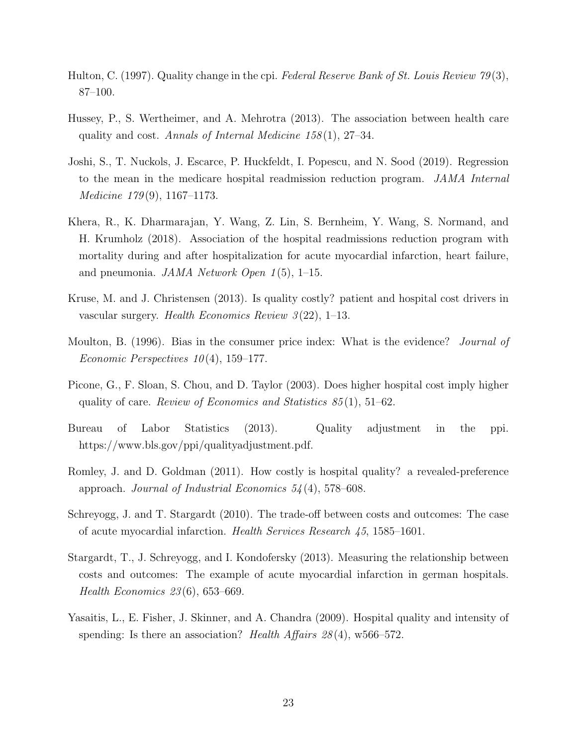Hulton, C. (1997). Quality change in the cpi. *Federal Reserve Bank of St. Louis Review 79*(3), 87–100.

Hussey, P., S. Wertheimer, and A. Mehrotra (2013). The association between health care quality and cost. *Annals of Internal Medicine 158*(1), 27–34.

Joshi, S., T. Nuckols, J. Escarce, P. Huckfeldt, I. Popescu, and N. Sood (2019). Regression to the mean in the medicare hospital readmission reduction program. *JAMA Internal Medicine 179*(9), 1167–1173.

Khera, R., K. Dharmarajan, Y. Wang, Z. Lin, S. Bernheim, Y. Wang, S. Normand, and H. Krumholz (2018). Association of the hospital readmissions reduction program with mortality during and after hospitalization for acute myocardial infarction, heart failure, and pneumonia. *JAMA Network Open 1*(5), 1–15.

Kruse, M. and J. Christensen (2013). Is quality costly? patient and hospital cost drivers in vascular surgery. *Health Economics Review 3*(22), 1–13.

Moulton, B. (1996). Bias in the consumer price index: What is the evidence? *Journal of Economic Perspectives 10*(4), 159–177.

Picone, G., F. Sloan, S. Chou, and D. Taylor (2003). Does higher hospital cost imply higher quality of care. *Review of Economics and Statistics 85*(1), 51–62.

Bureau of Labor Statistics (2013). Quality adjustment in the ppi. https://www.bls.gov/ppi/qualityadjustment.pdf.

Romley, J. and D. Goldman (2011). How costly is hospital quality? a revealed-preference approach. *Journal of Industrial Economics 54*(4), 578–608.

Schreyogg, J. and T. Stargardt (2010). The trade-off between costs and outcomes: The case of acute myocardial infarction. *Health Services Research 45*, 1585–1601.

Stargardt, T., J. Schreyogg, and I. Kondofersky (2013). Measuring the relationship between costs and outcomes: The example of acute myocardial infarction in german hospitals. *Health Economics 23*(6), 653–669.

Yasaitis, L., E. Fisher, J. Skinner, and A. Chandra (2009). Hospital quality and intensity of spending: Is there an association? *Health Affairs 28*(4), w566–572.